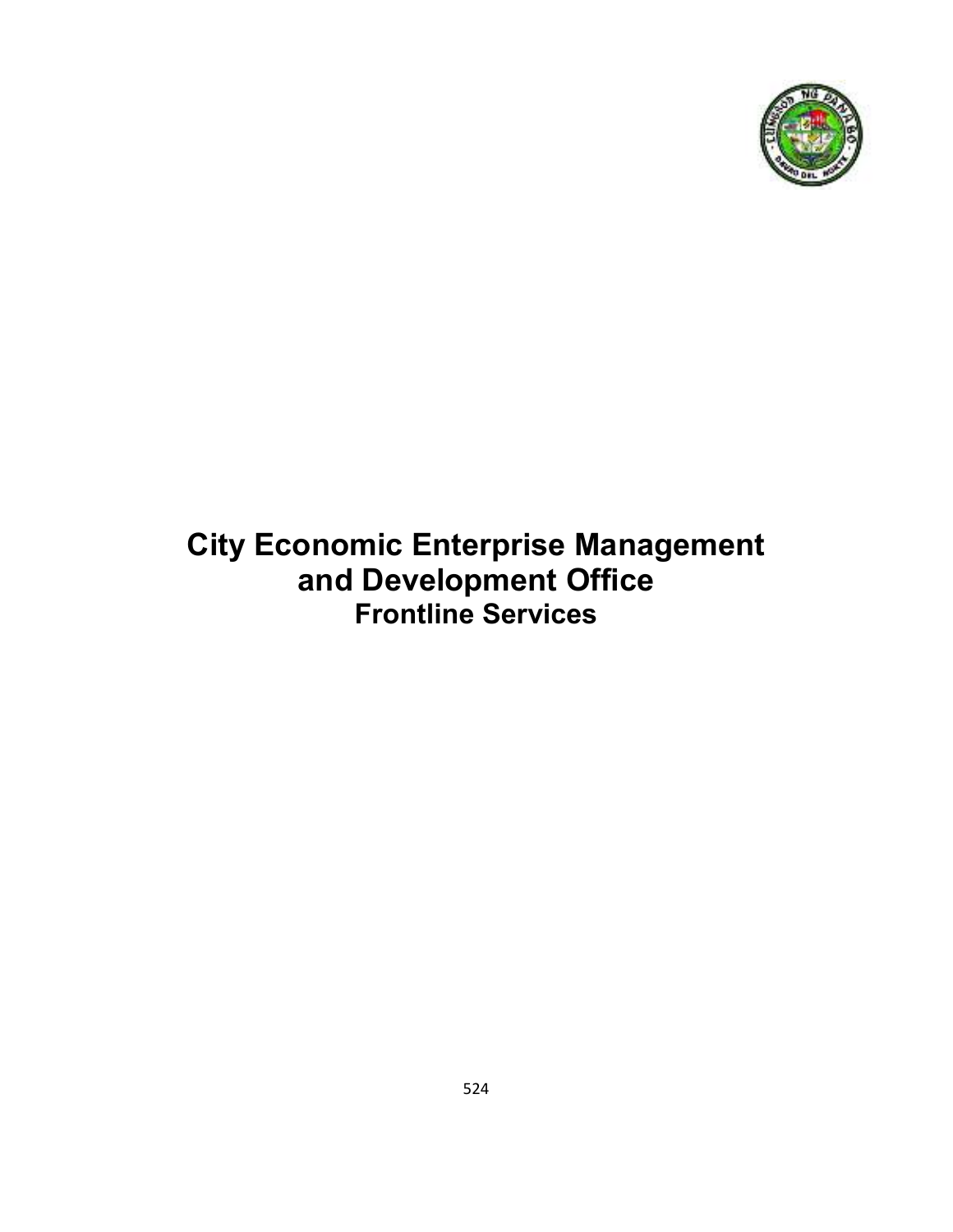# City Economic Enterprise Management and Development Office

## Frontline Services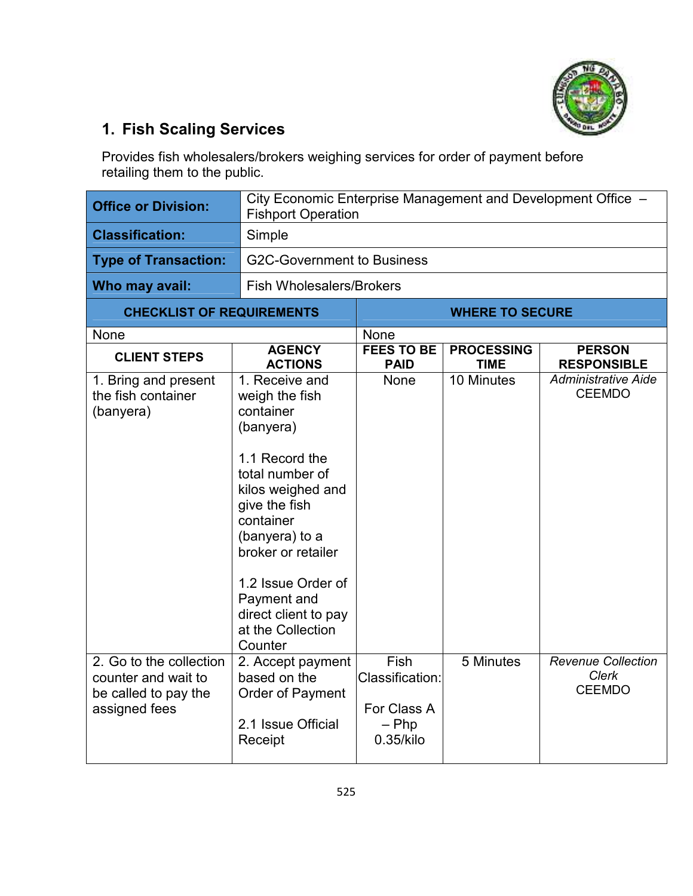## 1. Fish Scaling Services

Provides fish wholesalers/brokers weighing services for order of payment before retailing them to the public.

| **Office or Division:** | City Economic Enterprise Management and Development Office – Fishport Operation | | | |
|---|---|---|---|---|
| **Classification:** | Simple | | | |
| **Type of Transaction:** | G2C-Government to Business | | | |
| **Who may avail:** | Fish Wholesalers/Brokers | | | |
| **CHECKLIST OF REQUIREMENTS** | | **WHERE TO SECURE** | | |
| None | | None | | |
| **CLIENT STEPS** | **AGENCY ACTIONS** | **FEES TO BE PAID** | **PROCESSING TIME** | **PERSON RESPONSIBLE** |
| 1. Bring and present the fish container (banyera) | 1. Receive and weigh the fish container (banyera)<br><br>1.1 Record the total number of kilos weighed and give the fish container (banyera) to a broker or retailer<br><br>1.2 Issue Order of Payment and direct client to pay at the Collection Counter | None | 10 Minutes | *Administrative Aide*<br>CEEMDO |
| 2. Go to the collection counter and wait to be called to pay the assigned fees | 2. Accept payment based on the Order of Payment<br><br>2.1 Issue Official Receipt | Fish Classification:<br><br>For Class A – Php 0.35/kilo | 5 Minutes | *Revenue Collection Clerk*<br>CEEMDO |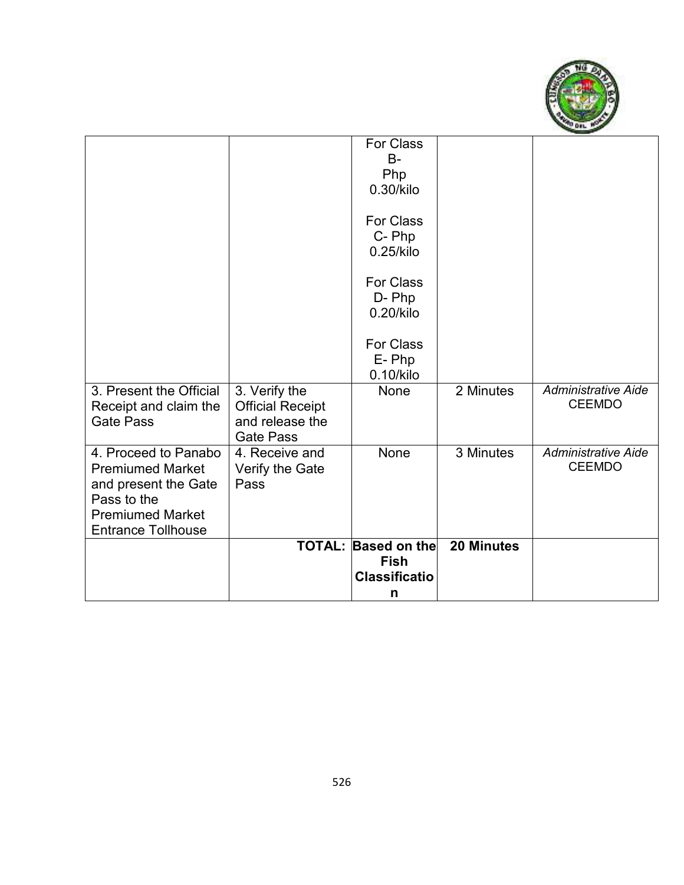|  |  |  |  |  |
|---|---|---|---|---|
|  |  | For Class B- Php 0.30/kilo<br><br>For Class C- Php 0.25/kilo<br><br>For Class D- Php 0.20/kilo<br><br>For Class E- Php 0.10/kilo |  |  |
| 3. Present the Official Receipt and claim the Gate Pass | 3. Verify the Official Receipt and release the Gate Pass | None | 2 Minutes | *Administrative Aide* CEEMDO |
| 4. Proceed to Panabo Premiumed Market and present the Gate Pass to the Premiumed Market Entrance Tollhouse | 4. Receive and Verify the Gate Pass | None | 3 Minutes | *Administrative Aide* CEEMDO |
|  | **TOTAL:** | **Based on the Fish Classification** | **20 Minutes** |  |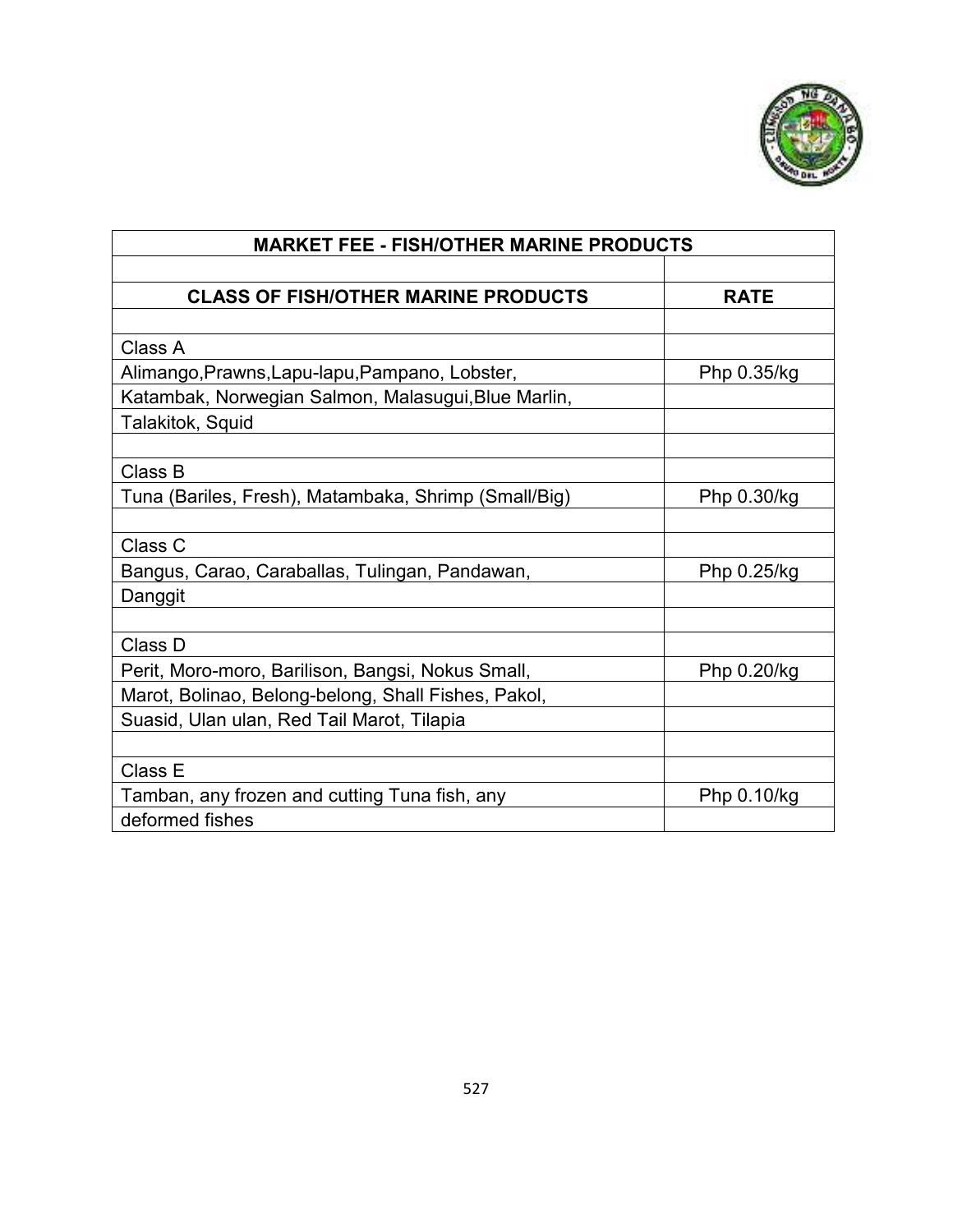| MARKET FEE - FISH/OTHER MARINE PRODUCTS | |
|---|---|
| | |
| **CLASS OF FISH/OTHER MARINE PRODUCTS** | **RATE** |
| | |
| Class A | |
| Alimango,Prawns,Lapu-lapu,Pampano, Lobster, | Php 0.35/kg |
| Katambak, Norwegian Salmon, Malasugui,Blue Marlin, | |
| Talakitok, Squid | |
| | |
| Class B | |
| Tuna (Bariles, Fresh), Matambaka, Shrimp (Small/Big) | Php 0.30/kg |
| | |
| Class C | |
| Bangus, Carao, Caraballas, Tulingan, Pandawan, | Php 0.25/kg |
| Danggit | |
| | |
| Class D | |
| Perit, Moro-moro, Barilison, Bangsi, Nokus Small, | Php 0.20/kg |
| Marot, Bolinao, Belong-belong, Shall Fishes, Pakol, | |
| Suasid, Ulan ulan, Red Tail Marot, Tilapia | |
| | |
| Class E | |
| Tamban, any frozen and cutting Tuna fish, any | Php 0.10/kg |
| deformed fishes | |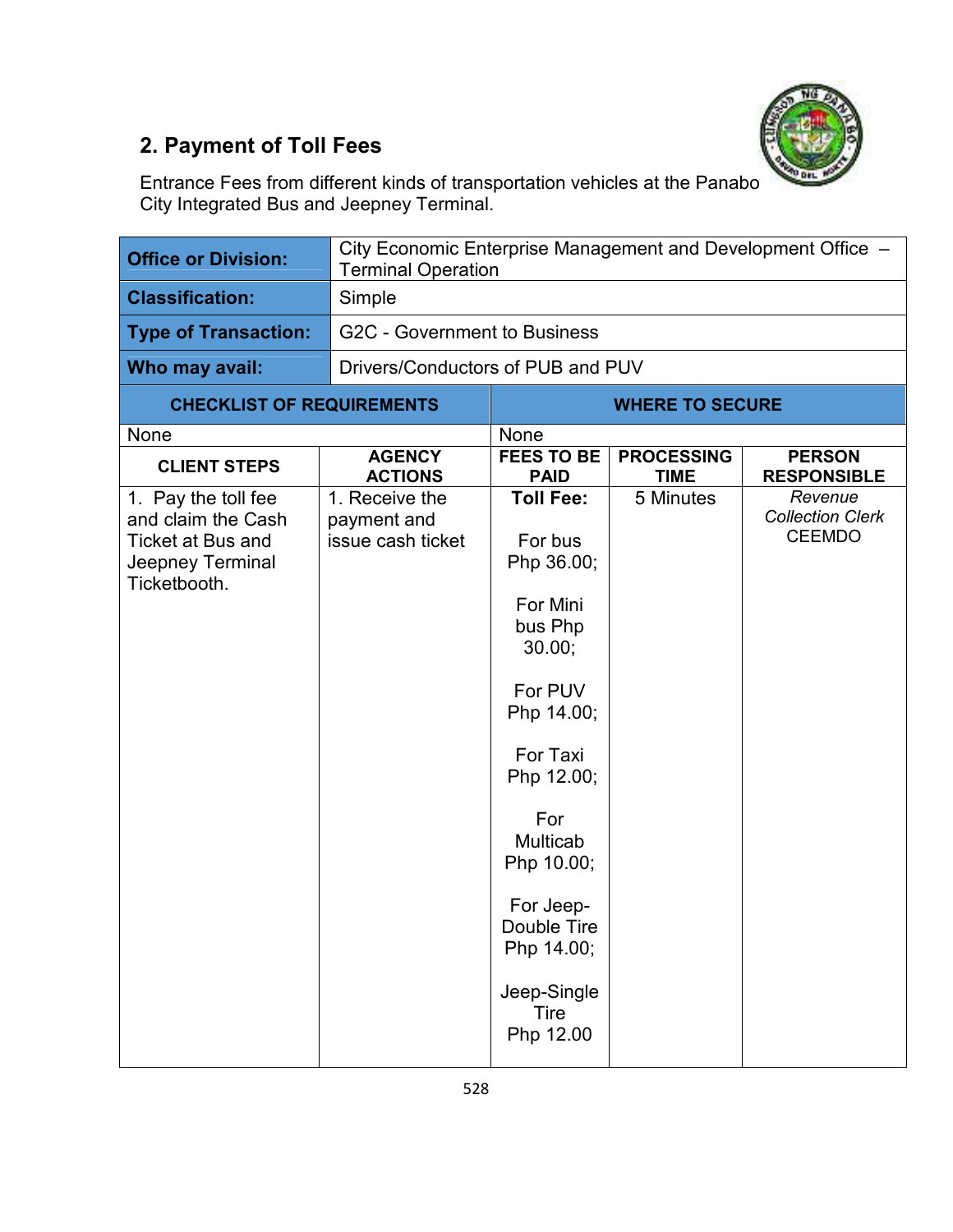## 2. Payment of Toll Fees

Entrance Fees from different kinds of transportation vehicles at the Panabo City Integrated Bus and Jeepney Terminal.

| **Office or Division:** | City Economic Enterprise Management and Development Office – Terminal Operation | | | |
|---|---|---|---|---|
| **Classification:** | Simple | | | |
| **Type of Transaction:** | G2C - Government to Business | | | |
| **Who may avail:** | Drivers/Conductors of PUB and PUV | | | |
| **CHECKLIST OF REQUIREMENTS** | | **WHERE TO SECURE** | | |
| None | | None | | |
| **CLIENT STEPS** | **AGENCY ACTIONS** | **FEES TO BE PAID** | **PROCESSING TIME** | **PERSON RESPONSIBLE** |
| 1. Pay the toll fee and claim the Cash Ticket at Bus and Jeepney Terminal Ticketbooth. | 1. Receive the payment and issue cash ticket | **Toll Fee:**<br><br>For bus Php 36.00;<br><br>For Mini bus Php 30.00;<br><br>For PUV Php 14.00;<br><br>For Taxi Php 12.00;<br><br>For Multicab Php 10.00;<br><br>For Jeep-Double Tire Php 14.00;<br><br>Jeep-Single Tire Php 12.00 | 5 Minutes | *Revenue Collection Clerk*<br>CEEMDO |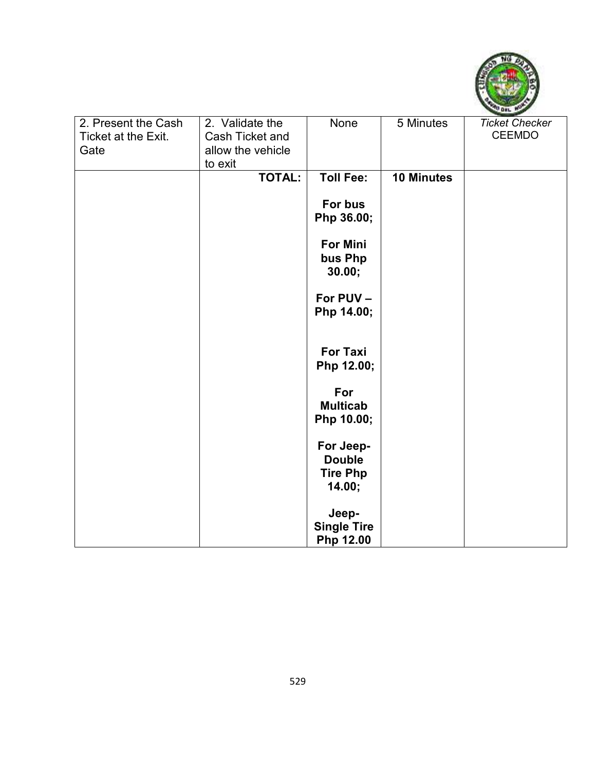| | | | | |
|---|---|---|---|---|
| 2. Present the Cash Ticket at the Exit. Gate | 2. Validate the Cash Ticket and allow the vehicle to exit | None | 5 Minutes | *Ticket Checker* CEEMDO |
| | **TOTAL:** | **Toll Fee:**<br><br>**For bus Php 36.00;**<br><br>**For Mini bus Php 30.00;**<br><br>**For PUV – Php 14.00;**<br><br>**For Taxi Php 12.00;**<br><br>**For Multicab Php 10.00;**<br><br>**For Jeep-Double Tire Php 14.00;**<br><br>**Jeep-Single Tire Php 12.00** | **10 Minutes** | |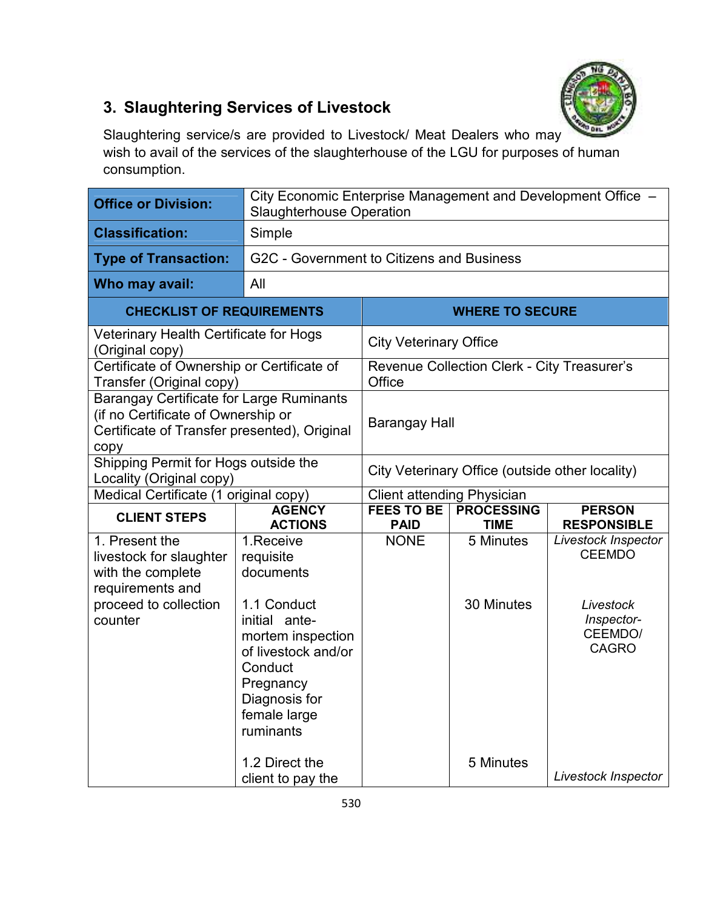### 3. Slaughtering Services of Livestock

Slaughtering service/s are provided to Livestock/ Meat Dealers who may wish to avail of the services of the slaughterhouse of the LGU for purposes of human consumption.

| **Office or Division:** | City Economic Enterprise Management and Development Office – Slaughterhouse Operation |
|---|---|
| **Classification:** | Simple |
| **Type of Transaction:** | G2C - Government to Citizens and Business |
| **Who may avail:** | All |

| **CHECKLIST OF REQUIREMENTS** | **WHERE TO SECURE** |
|---|---|
| Veterinary Health Certificate for Hogs (Original copy) | City Veterinary Office |
| Certificate of Ownership or Certificate of Transfer (Original copy) | Revenue Collection Clerk - City Treasurer's Office |
| Barangay Certificate for Large Ruminants (if no Certificate of Ownership or Certificate of Transfer presented), Original copy | Barangay Hall |
| Shipping Permit for Hogs outside the Locality (Original copy) | City Veterinary Office (outside other locality) |
| Medical Certificate (1 original copy) | Client attending Physician |

| **CLIENT STEPS** | **AGENCY ACTIONS** | **FEES TO BE PAID** | **PROCESSING TIME** | **PERSON RESPONSIBLE** |
|---|---|---|---|---|
| 1. Present the livestock for slaughter with the complete requirements and proceed to collection counter | 1.Receive requisite documents | NONE | 5 Minutes | *Livestock Inspector* CEEMDO |
| | 1.1 Conduct initial ante-mortem inspection of livestock and/or Conduct Pregnancy Diagnosis for female large ruminants | | 30 Minutes | *Livestock Inspector*- CEEMDO/ CAGRO |
| | 1.2 Direct the client to pay the | | 5 Minutes | *Livestock Inspector* |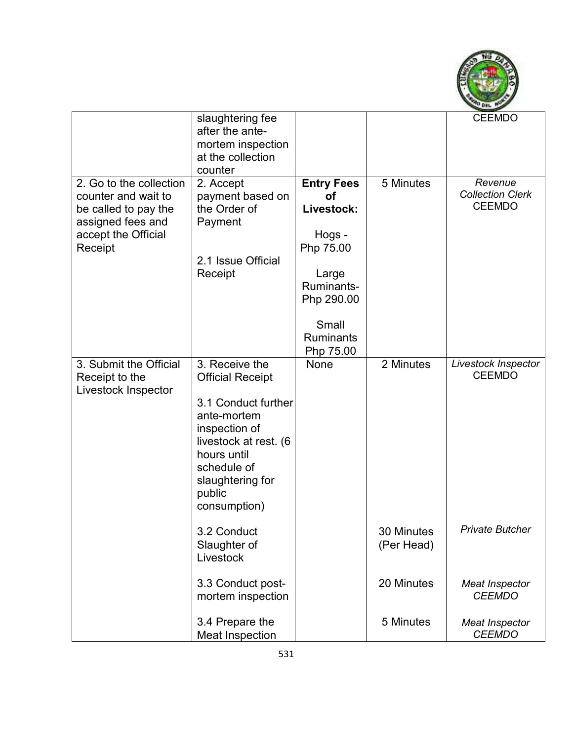| | | | | |
|---|---|---|---|---|
| | slaughtering fee after the ante-mortem inspection at the collection counter | | | CEEMDO |
| 2. Go to the collection counter and wait to be called to pay the assigned fees and accept the Official Receipt | 2. Accept payment based on the Order of Payment<br><br>2.1 Issue Official Receipt | **Entry Fees of Livestock:**<br><br>Hogs - Php 75.00<br><br>Large Ruminants- Php 290.00<br><br>Small Ruminants Php 75.00 | 5 Minutes | *Revenue Collection Clerk* CEEMDO |
| 3. Submit the Official Receipt to the Livestock Inspector | 3. Receive the Official Receipt<br><br>3.1 Conduct further ante-mortem inspection of livestock at rest. (6 hours until schedule of slaughtering for public consumption) | None | 2 Minutes | *Livestock Inspector* CEEMDO |
| | 3.2 Conduct Slaughter of Livestock | | 30 Minutes (Per Head) | *Private Butcher* |
| | 3.3 Conduct post-mortem inspection | | 20 Minutes | *Meat Inspector CEEMDO* |
| | 3.4 Prepare the Meat Inspection | | 5 Minutes | *Meat Inspector CEEMDO* |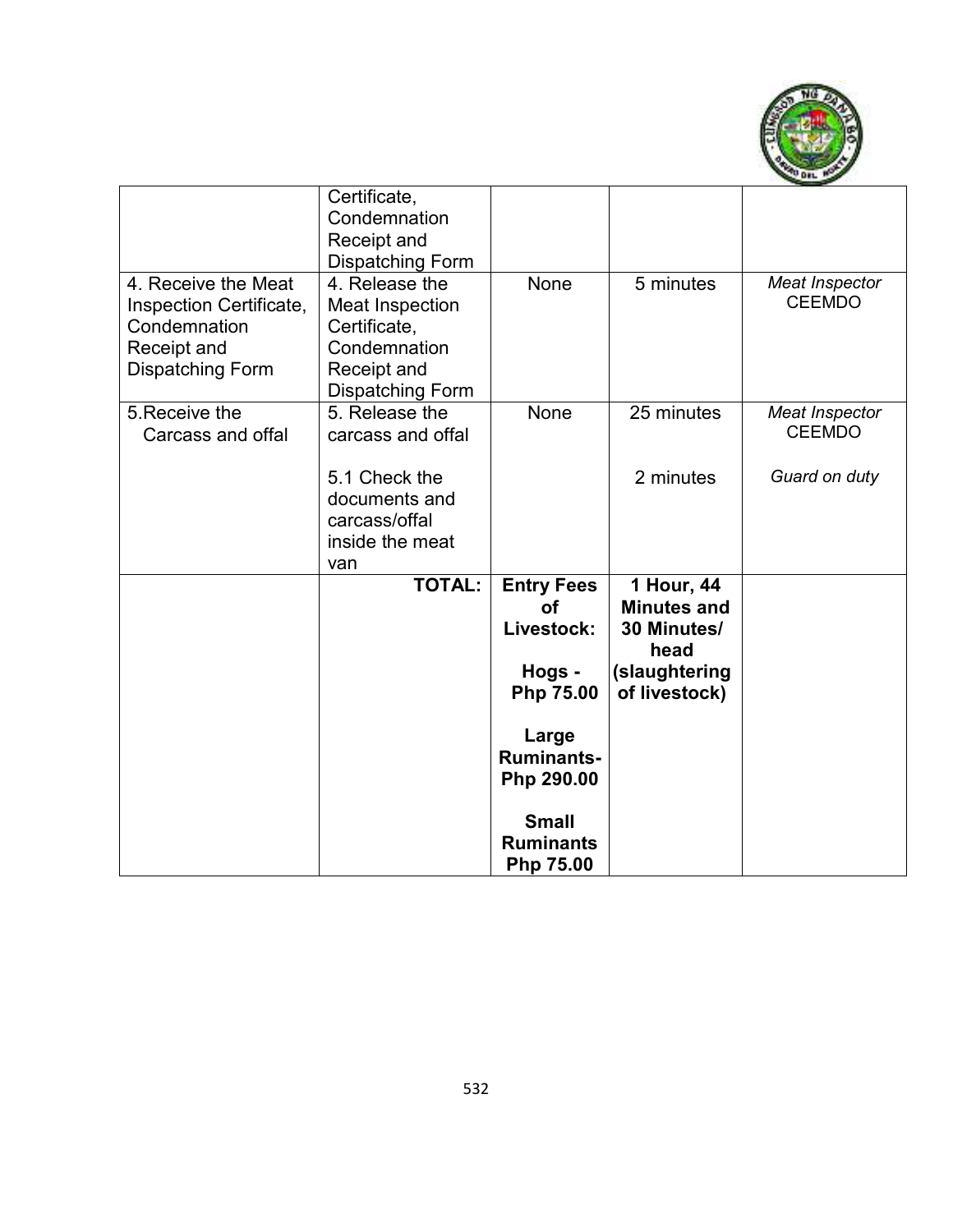| | | | | |
|---|---|---|---|---|
| | Certificate, Condemnation Receipt and Dispatching Form | | | |
| 4. Receive the Meat Inspection Certificate, Condemnation Receipt and Dispatching Form | 4. Release the Meat Inspection Certificate, Condemnation Receipt and Dispatching Form | None | 5 minutes | *Meat Inspector* CEEMDO |
| 5. Receive the Carcass and offal | 5. Release the carcass and offal<br><br>5.1 Check the documents and carcass/offal inside the meat van | None | 25 minutes<br><br>2 minutes | *Meat Inspector* CEEMDO<br><br>*Guard on duty* |
| | **TOTAL:** | **Entry Fees of Livestock:**<br><br>**Hogs - Php 75.00**<br><br>**Large Ruminants- Php 290.00**<br><br>**Small Ruminants Php 75.00** | **1 Hour, 44 Minutes and 30 Minutes/ head (slaughtering of livestock)** | |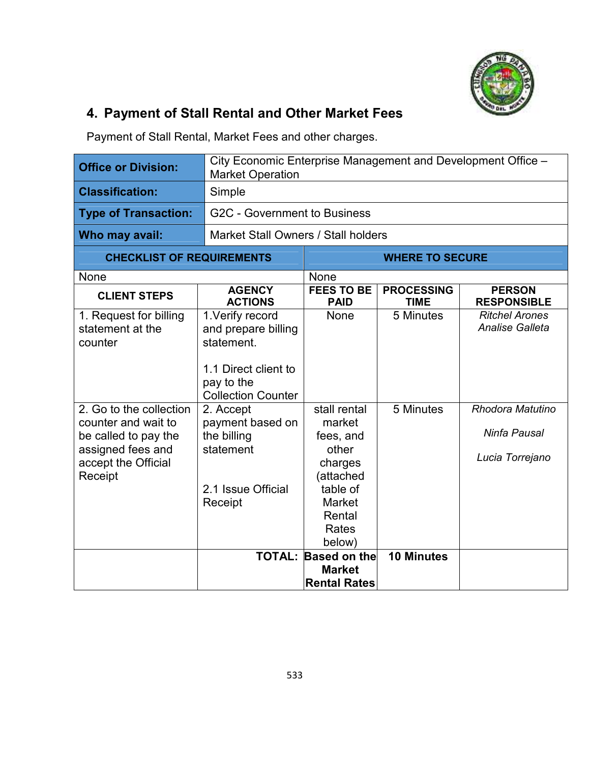## 4. Payment of Stall Rental and Other Market Fees

Payment of Stall Rental, Market Fees and other charges.

| | |
|---|---|
| **Office or Division:** | City Economic Enterprise Management and Development Office – Market Operation |
| **Classification:** | Simple |
| **Type of Transaction:** | G2C - Government to Business |
| **Who may avail:** | Market Stall Owners / Stall holders |

| CHECKLIST OF REQUIREMENTS | WHERE TO SECURE |
|---|---|
| None | None |

| CLIENT STEPS | AGENCY ACTIONS | FEES TO BE PAID | PROCESSING TIME | PERSON RESPONSIBLE |
|---|---|---|---|---|
| 1. Request for billing statement at the counter | 1.Verify record and prepare billing statement.<br><br>1.1 Direct client to pay to the Collection Counter | None | 5 Minutes | *Ritchel Arones*<br>*Analise Galleta* |
| 2. Go to the collection counter and wait to be called to pay the assigned fees and accept the Official Receipt | 2. Accept payment based on the billing statement<br><br>2.1 Issue Official Receipt | stall rental market fees, and other charges (attached table of Market Rental Rates below) | 5 Minutes | *Rhodora Matutino*<br><br>*Ninfa Pausal*<br><br>*Lucia Torrejano* |
| | **TOTAL:** | **Based on the Market Rental Rates** | **10 Minutes** | |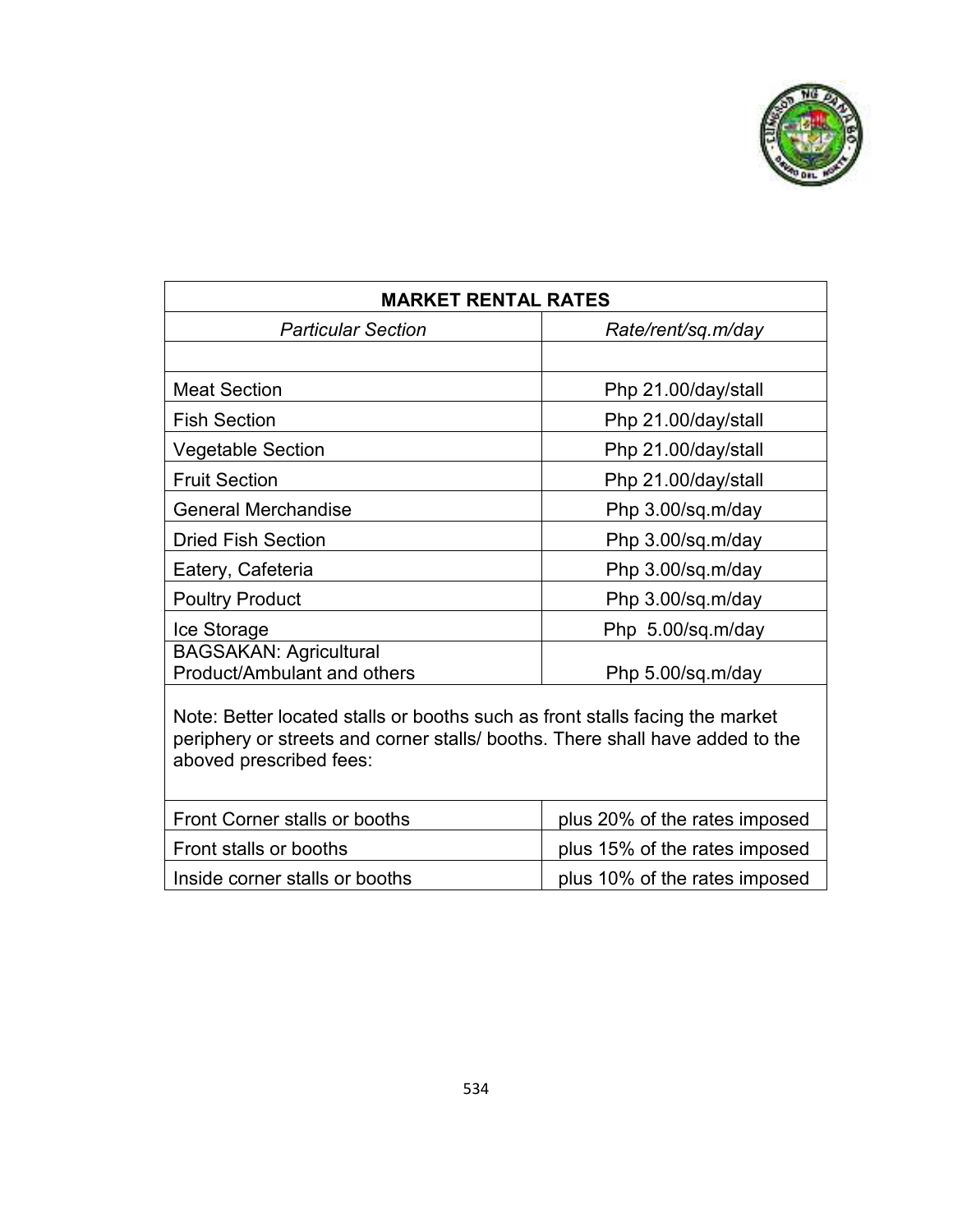| **MARKET RENTAL RATES** | |
| --- | --- |
| *Particular Section* | *Rate/rent/sq.m/day* |
| | |
| Meat Section | Php 21.00/day/stall |
| Fish Section | Php 21.00/day/stall |
| Vegetable Section | Php 21.00/day/stall |
| Fruit Section | Php 21.00/day/stall |
| General Merchandise | Php 3.00/sq.m/day |
| Dried Fish Section | Php 3.00/sq.m/day |
| Eatery, Cafeteria | Php 3.00/sq.m/day |
| Poultry Product | Php 3.00/sq.m/day |
| Ice Storage | Php 5.00/sq.m/day |
| BAGSAKAN: Agricultural Product/Ambulant and others | Php 5.00/sq.m/day |
| Note: Better located stalls or booths such as front stalls facing the market periphery or streets and corner stalls/ booths. There shall have added to the aboved prescribed fees: | |
| Front Corner stalls or booths | plus 20% of the rates imposed |
| Front stalls or booths | plus 15% of the rates imposed |
| Inside corner stalls or booths | plus 10% of the rates imposed |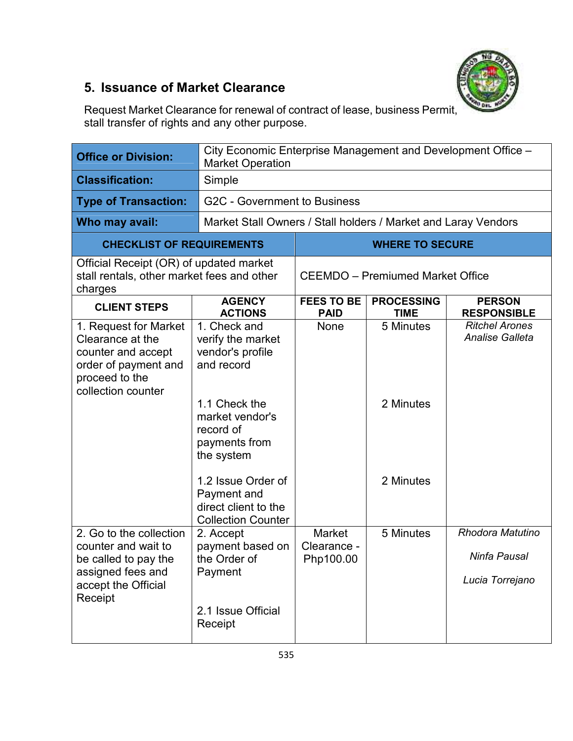## 5. Issuance of Market Clearance

Request Market Clearance for renewal of contract of lease, business Permit, stall transfer of rights and any other purpose.

| | |
|---|---|
| **Office or Division:** | City Economic Enterprise Management and Development Office – Market Operation |
| **Classification:** | Simple |
| **Type of Transaction:** | G2C - Government to Business |
| **Who may avail:** | Market Stall Owners / Stall holders / Market and Laray Vendors |

| CHECKLIST OF REQUIREMENTS | WHERE TO SECURE |
|---|---|
| Official Receipt (OR) of updated market stall rentals, other market fees and other charges | CEEMDO – Premiumed Market Office |

| CLIENT STEPS | AGENCY ACTIONS | FEES TO BE PAID | PROCESSING TIME | PERSON RESPONSIBLE |
|---|---|---|---|---|
| 1. Request for Market Clearance at the counter and accept order of payment and proceed to the collection counter | 1. Check and verify the market vendor's profile and record | None | 5 Minutes | *Ritchel Arones*<br>*Analise Galleta* |
| | 1.1 Check the market vendor's record of payments from the system | | 2 Minutes | |
| | 1.2 Issue Order of Payment and direct client to the Collection Counter | | 2 Minutes | |
| 2. Go to the collection counter and wait to be called to pay the assigned fees and accept the Official Receipt | 2. Accept payment based on the Order of Payment | Market Clearance - Php100.00 | 5 Minutes | *Rhodora Matutino*<br>*Ninfa Pausal*<br>*Lucia Torrejano* |
| | 2.1 Issue Official Receipt | | | |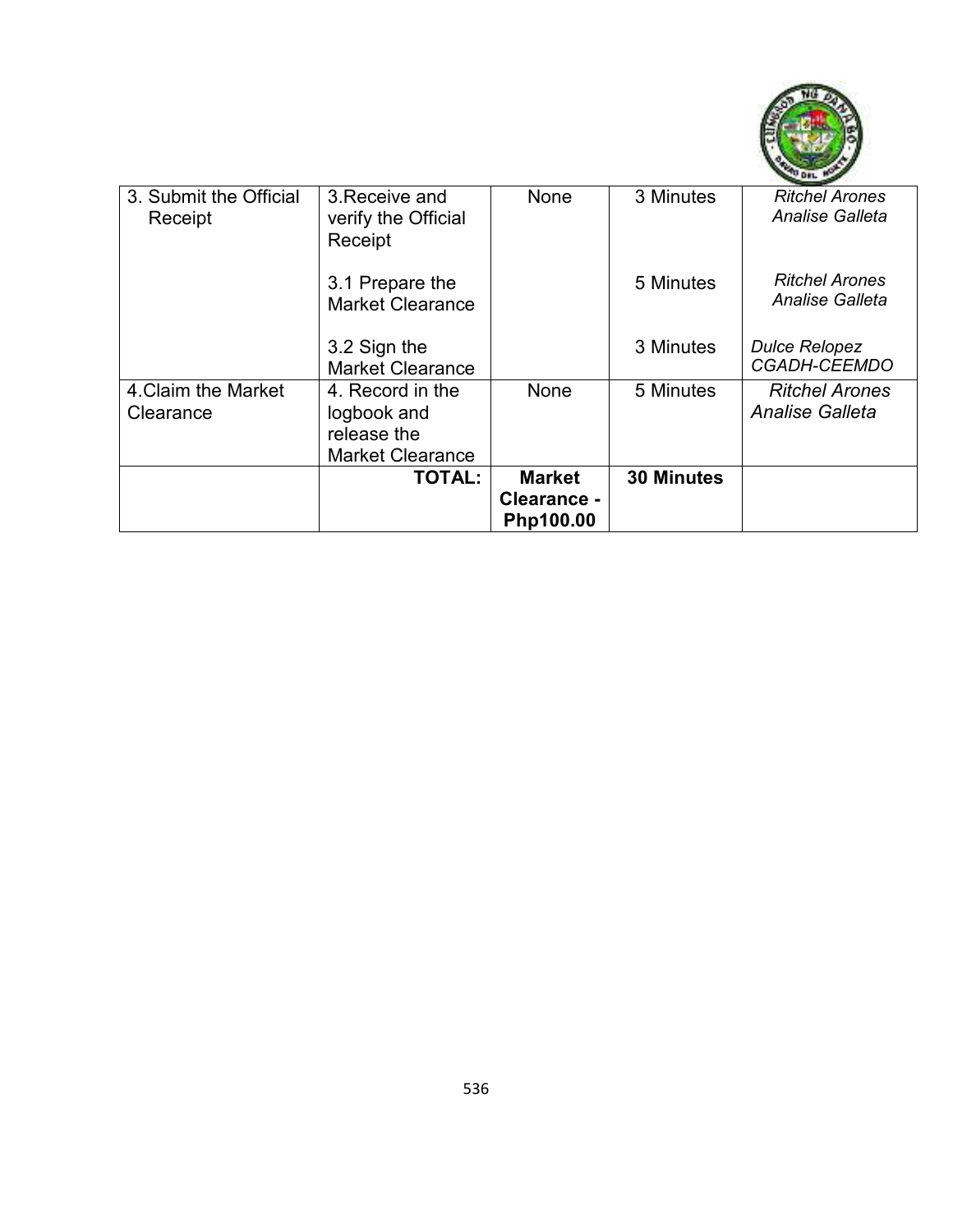| 3. Submit the Official Receipt | 3.Receive and verify the Official Receipt | None | 3 Minutes | *Ritchel Arones Analise Galleta* |
|---|---|---|---|---|
| | 3.1 Prepare the Market Clearance | | 5 Minutes | *Ritchel Arones Analise Galleta* |
| | 3.2 Sign the Market Clearance | | 3 Minutes | *Dulce Relopez CGADH-CEEMDO* |
| 4.Claim the Market Clearance | 4. Record in the logbook and release the Market Clearance | None | 5 Minutes | *Ritchel Arones Analise Galleta* |
| | **TOTAL:** | **Market Clearance - Php100.00** | **30 Minutes** | |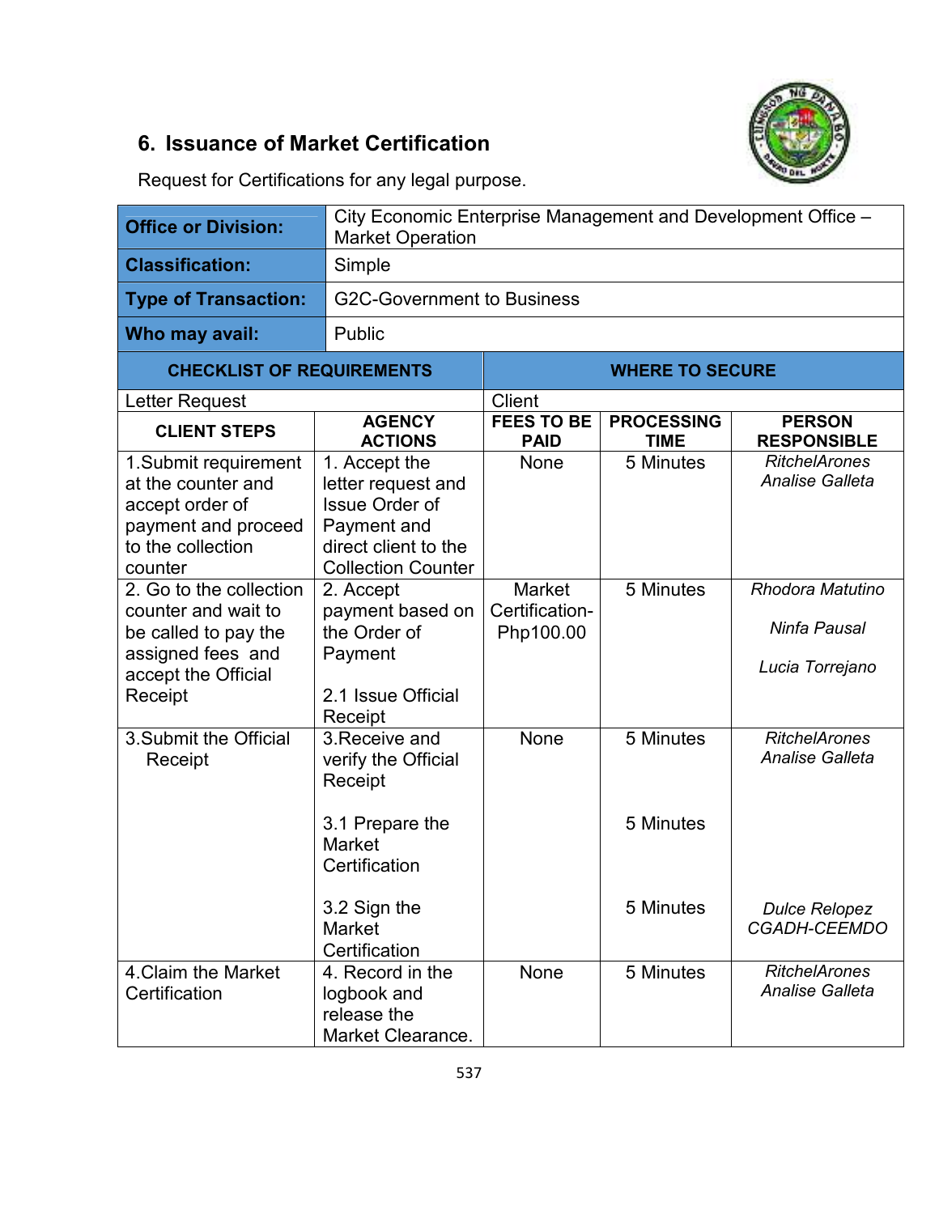## 6. Issuance of Market Certification

Request for Certifications for any legal purpose.

| | |
|---|---|
| **Office or Division:** | City Economic Enterprise Management and Development Office – Market Operation |
| **Classification:** | Simple |
| **Type of Transaction:** | G2C-Government to Business |
| **Who may avail:** | Public |

| CHECKLIST OF REQUIREMENTS | WHERE TO SECURE |
|---|---|
| Letter Request | Client |

| CLIENT STEPS | AGENCY ACTIONS | FEES TO BE PAID | PROCESSING TIME | PERSON RESPONSIBLE |
|---|---|---|---|---|
| 1.Submit requirement at the counter and accept order of payment and proceed to the collection counter | 1. Accept the letter request and Issue Order of Payment and direct client to the Collection Counter | None | 5 Minutes | *RitchelArones Analise Galleta* |
| 2. Go to the collection counter and wait to be called to pay the assigned fees and accept the Official Receipt | 2. Accept payment based on the Order of Payment<br><br>2.1 Issue Official Receipt | Market Certification- Php100.00 | 5 Minutes | *Rhodora Matutino*<br><br>*Ninfa Pausal*<br><br>*Lucia Torrejano* |
| 3.Submit the Official Receipt | 3.Receive and verify the Official Receipt | None | 5 Minutes | *RitchelArones Analise Galleta* |
| | 3.1 Prepare the Market Certification | | 5 Minutes | |
| | 3.2 Sign the Market Certification | | 5 Minutes | *Dulce Relopez CGADH-CEEMDO* |
| 4.Claim the Market Certification | 4. Record in the logbook and release the Market Clearance. | None | 5 Minutes | *RitchelArones Analise Galleta* |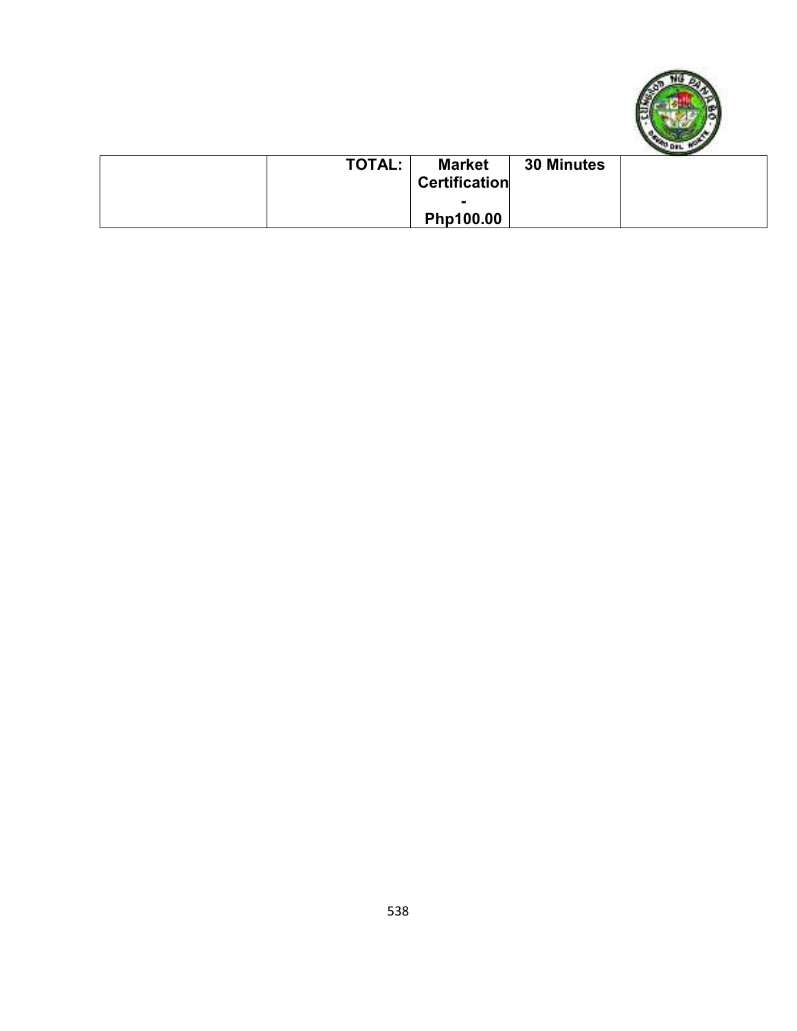| | | | | |
|---|---|---|---|---|
| | **TOTAL:** | **Market Certification - Php100.00** | **30 Minutes** | |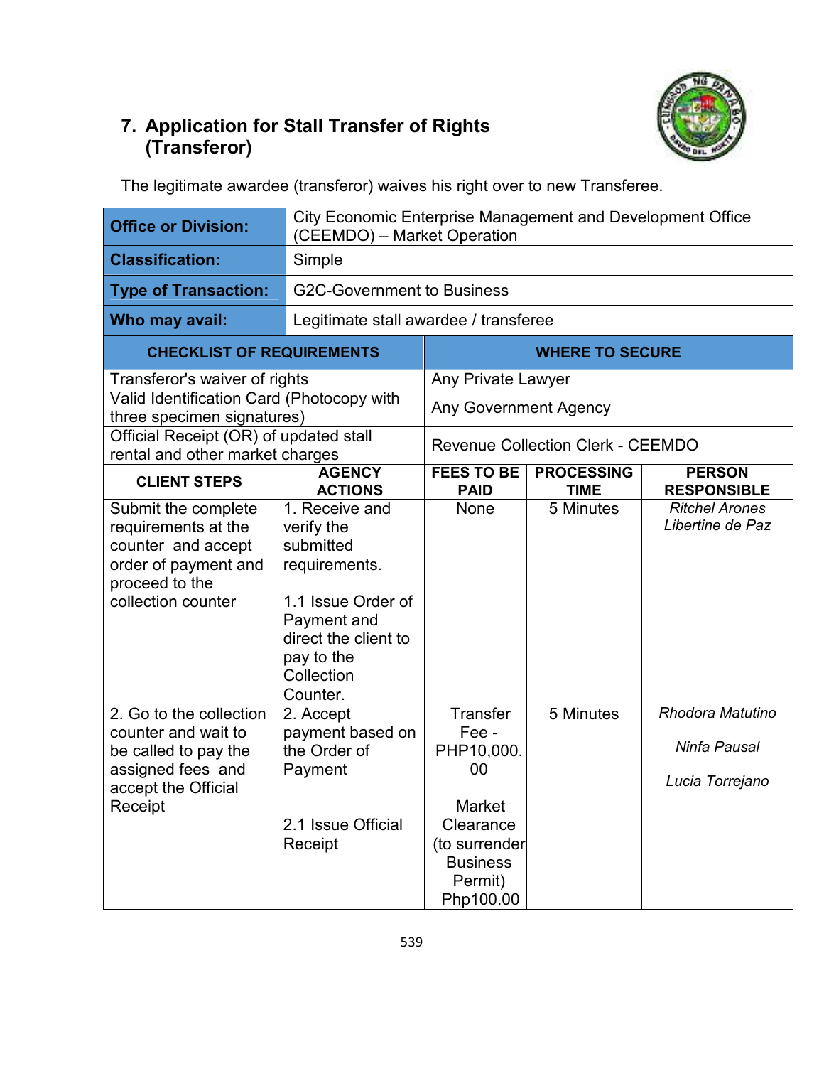## 7. Application for Stall Transfer of Rights (Transferor)

The legitimate awardee (transferor) waives his right over to new Transferee.

| | |
|---|---|
| **Office or Division:** | City Economic Enterprise Management and Development Office (CEEMDO) – Market Operation |
| **Classification:** | Simple |
| **Type of Transaction:** | G2C-Government to Business |
| **Who may avail:** | Legitimate stall awardee / transferee |

| CHECKLIST OF REQUIREMENTS | WHERE TO SECURE |
|---|---|
| Transferor's waiver of rights | Any Private Lawyer |
| Valid Identification Card (Photocopy with three specimen signatures) | Any Government Agency |
| Official Receipt (OR) of updated stall rental and other market charges | Revenue Collection Clerk - CEEMDO |

| CLIENT STEPS | AGENCY ACTIONS | FEES TO BE PAID | PROCESSING TIME | PERSON RESPONSIBLE |
|---|---|---|---|---|
| Submit the complete requirements at the counter and accept order of payment and proceed to the collection counter | 1. Receive and verify the submitted requirements.<br><br>1.1 Issue Order of Payment and direct the client to pay to the Collection Counter. | None | 5 Minutes | *Ritchel Arones*<br>*Libertine de Paz* |
| 2. Go to the collection counter and wait to be called to pay the assigned fees and accept the Official Receipt | 2. Accept payment based on the Order of Payment<br><br>2.1 Issue Official Receipt | Transfer Fee - PHP10,000.00<br><br>Market Clearance (to surrender Business Permit) Php100.00 | 5 Minutes | *Rhodora Matutino*<br><br>*Ninfa Pausal*<br><br>*Lucia Torrejano* |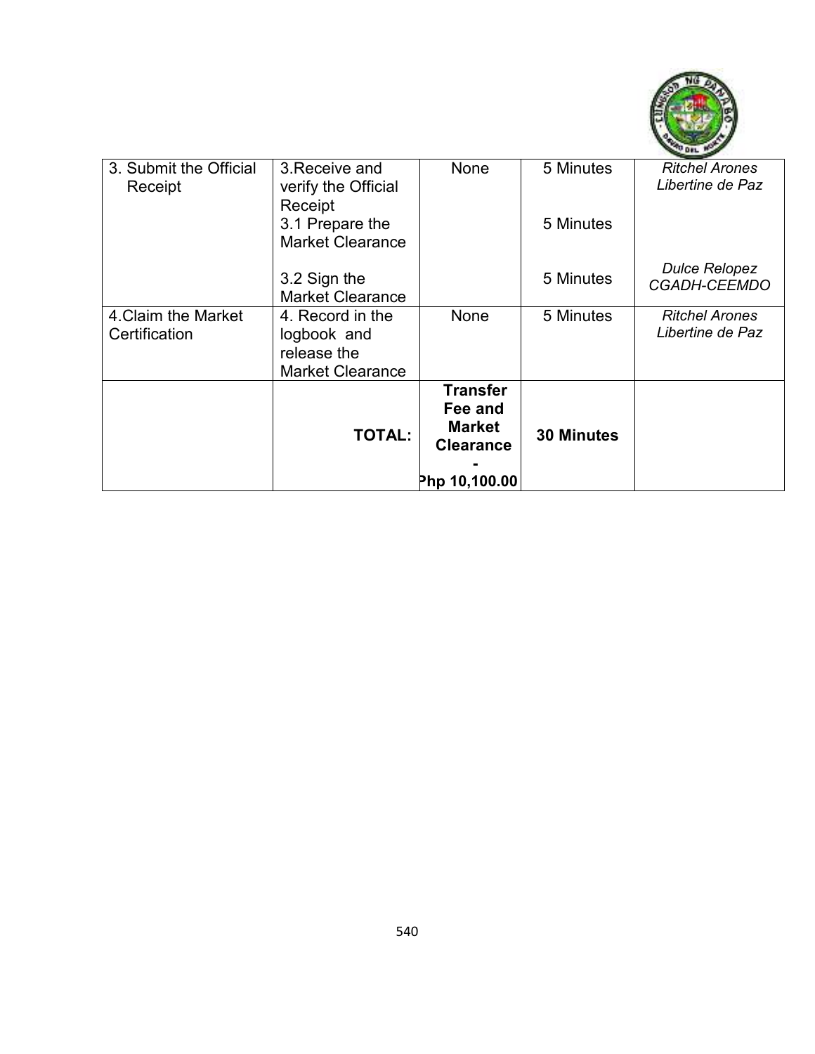| 3. Submit the Official Receipt | 3.Receive and verify the Official Receipt<br>3.1 Prepare the Market Clearance<br><br>3.2 Sign the Market Clearance | None | 5 Minutes<br><br>5 Minutes<br><br>5 Minutes | *Ritchel Arones*<br>*Libertine de Paz*<br><br><br>*Dulce Relopez*<br>*CGADH-CEEMDO* |
|---|---|---|---|---|
| 4.Claim the Market Certification | 4. Record in the logbook and release the Market Clearance | None | 5 Minutes | *Ritchel Arones*<br>*Libertine de Paz* |
| | **TOTAL:** | **Transfer Fee and Market Clearance - Php 10,100.00** | **30 Minutes** | |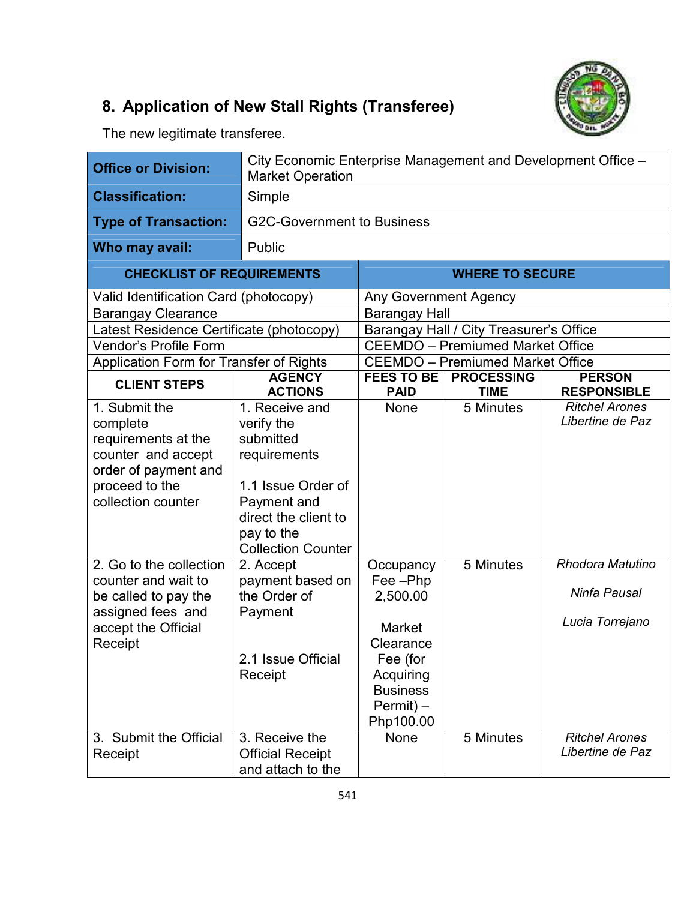## 8. Application of New Stall Rights (Transferee)

The new legitimate transferee.

| Office or Division: | City Economic Enterprise Management and Development Office – Market Operation |
|---|---|
| Classification: | Simple |
| Type of Transaction: | G2C-Government to Business |
| Who may avail: | Public |

| CHECKLIST OF REQUIREMENTS | WHERE TO SECURE |
|---|---|
| Valid Identification Card (photocopy) | Any Government Agency |
| Barangay Clearance | Barangay Hall |
| Latest Residence Certificate (photocopy) | Barangay Hall / City Treasurer's Office |
| Vendor's Profile Form | CEEMDO – Premiumed Market Office |
| Application Form for Transfer of Rights | CEEMDO – Premiumed Market Office |

| CLIENT STEPS | AGENCY ACTIONS | FEES TO BE PAID | PROCESSING TIME | PERSON RESPONSIBLE |
|---|---|---|---|---|
| 1. Submit the complete requirements at the counter and accept order of payment and proceed to the collection counter | 1. Receive and verify the submitted requirements<br><br>1.1 Issue Order of Payment and direct the client to pay to the Collection Counter | None | 5 Minutes | *Ritchel Arones*<br>*Libertine de Paz* |
| 2. Go to the collection counter and wait to be called to pay the assigned fees and accept the Official Receipt | 2. Accept payment based on the Order of Payment<br><br>2.1 Issue Official Receipt | Occupancy Fee –Php 2,500.00<br><br>Market Clearance Fee (for Acquiring Business Permit) – Php100.00 | 5 Minutes | *Rhodora Matutino*<br><br>*Ninfa Pausal*<br><br>*Lucia Torrejano* |
| 3. Submit the Official Receipt | 3. Receive the Official Receipt and attach to the | None | 5 Minutes | *Ritchel Arones*<br>*Libertine de Paz* |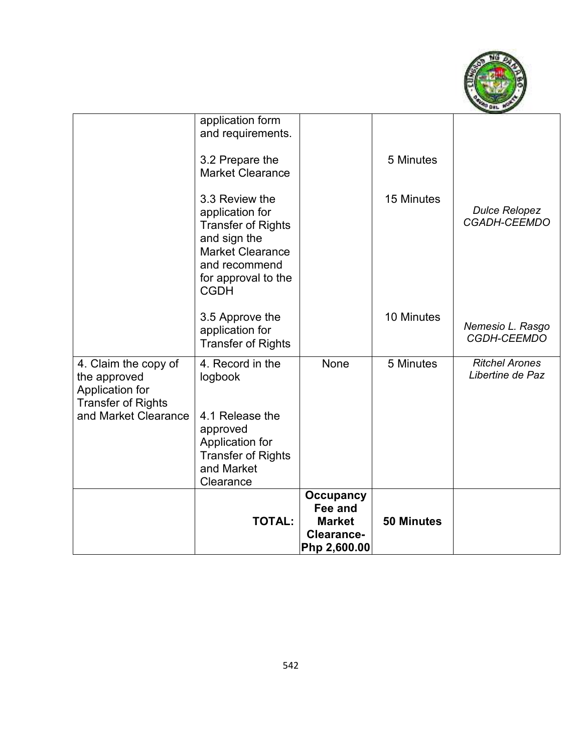| | | | | |
|---|---|---|---|---|
| | application form and requirements.<br><br>3.2 Prepare the Market Clearance<br><br>3.3 Review the application for Transfer of Rights and sign the Market Clearance and recommend for approval to the CGDH<br><br>3.5 Approve the application for Transfer of Rights | | <br><br>5 Minutes<br><br>15 Minutes<br><br><br><br><br>10 Minutes | <br><br><br><br>*Dulce Relopez CGADH-CEEMDO*<br><br><br><br><br>*Nemesio L. Rasgo CGDH-CEEMDO* |
| 4. Claim the copy of the approved Application for Transfer of Rights and Market Clearance | 4. Record in the logbook<br><br>4.1 Release the approved Application for Transfer of Rights and Market Clearance | None | 5 Minutes | *Ritchel Arones Libertine de Paz* |
| | **TOTAL:** | **Occupancy Fee and Market Clearance- Php 2,600.00** | **50 Minutes** | |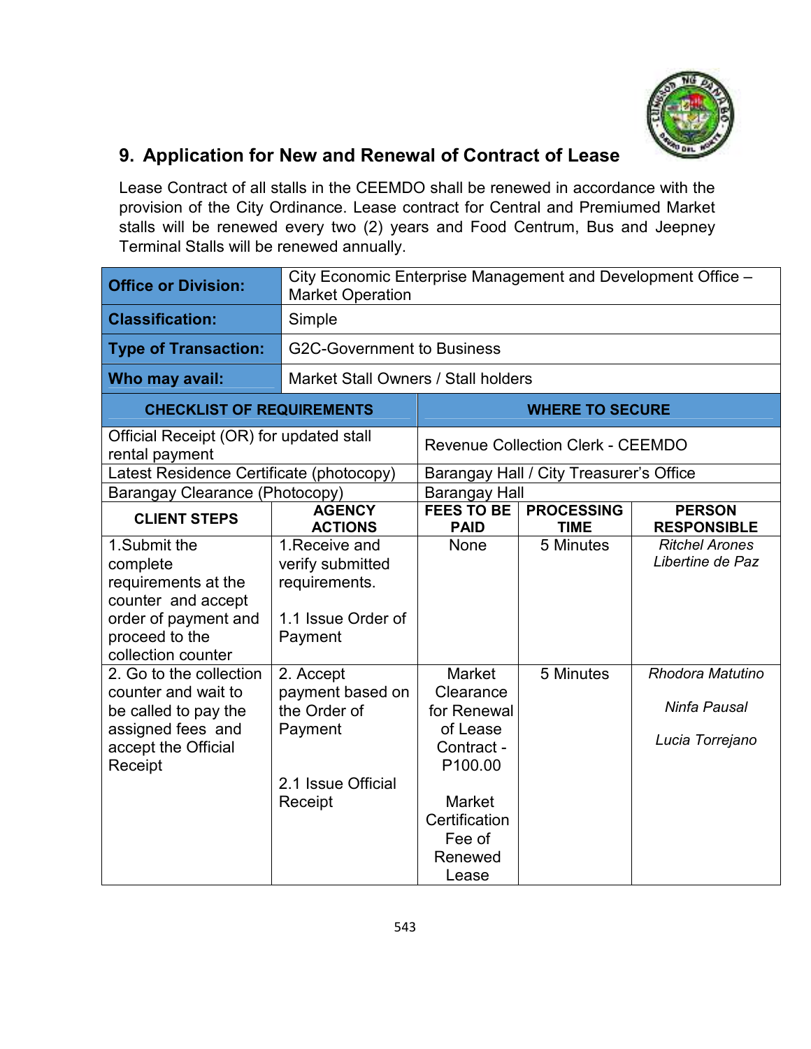## 9. Application for New and Renewal of Contract of Lease

Lease Contract of all stalls in the CEEMDO shall be renewed in accordance with the provision of the City Ordinance. Lease contract for Central and Premiumed Market stalls will be renewed every two (2) years and Food Centrum, Bus and Jeepney Terminal Stalls will be renewed annually.

| **Office or Division:** | City Economic Enterprise Management and Development Office – Market Operation |
|---|---|
| **Classification:** | Simple |
| **Type of Transaction:** | G2C-Government to Business |
| **Who may avail:** | Market Stall Owners / Stall holders |

| **CHECKLIST OF REQUIREMENTS** | **WHERE TO SECURE** |
|---|---|
| Official Receipt (OR) for updated stall rental payment | Revenue Collection Clerk - CEEMDO |
| Latest Residence Certificate (photocopy) | Barangay Hall / City Treasurer's Office |
| Barangay Clearance (Photocopy) | Barangay Hall |

| **CLIENT STEPS** | **AGENCY ACTIONS** | **FEES TO BE PAID** | **PROCESSING TIME** | **PERSON RESPONSIBLE** |
|---|---|---|---|---|
| 1.Submit the complete requirements at the counter and accept order of payment and proceed to the collection counter | 1.Receive and verify submitted requirements.<br><br>1.1 Issue Order of Payment | None | 5 Minutes | *Ritchel Arones*<br>*Libertine de Paz* |
| 2. Go to the collection counter and wait to be called to pay the assigned fees and accept the Official Receipt | 2. Accept payment based on the Order of Payment<br><br>2.1 Issue Official Receipt | Market Clearance for Renewal of Lease Contract - P100.00<br><br>Market Certification Fee of Renewed Lease | 5 Minutes | *Rhodora Matutino*<br><br>*Ninfa Pausal*<br><br>*Lucia Torrejano* |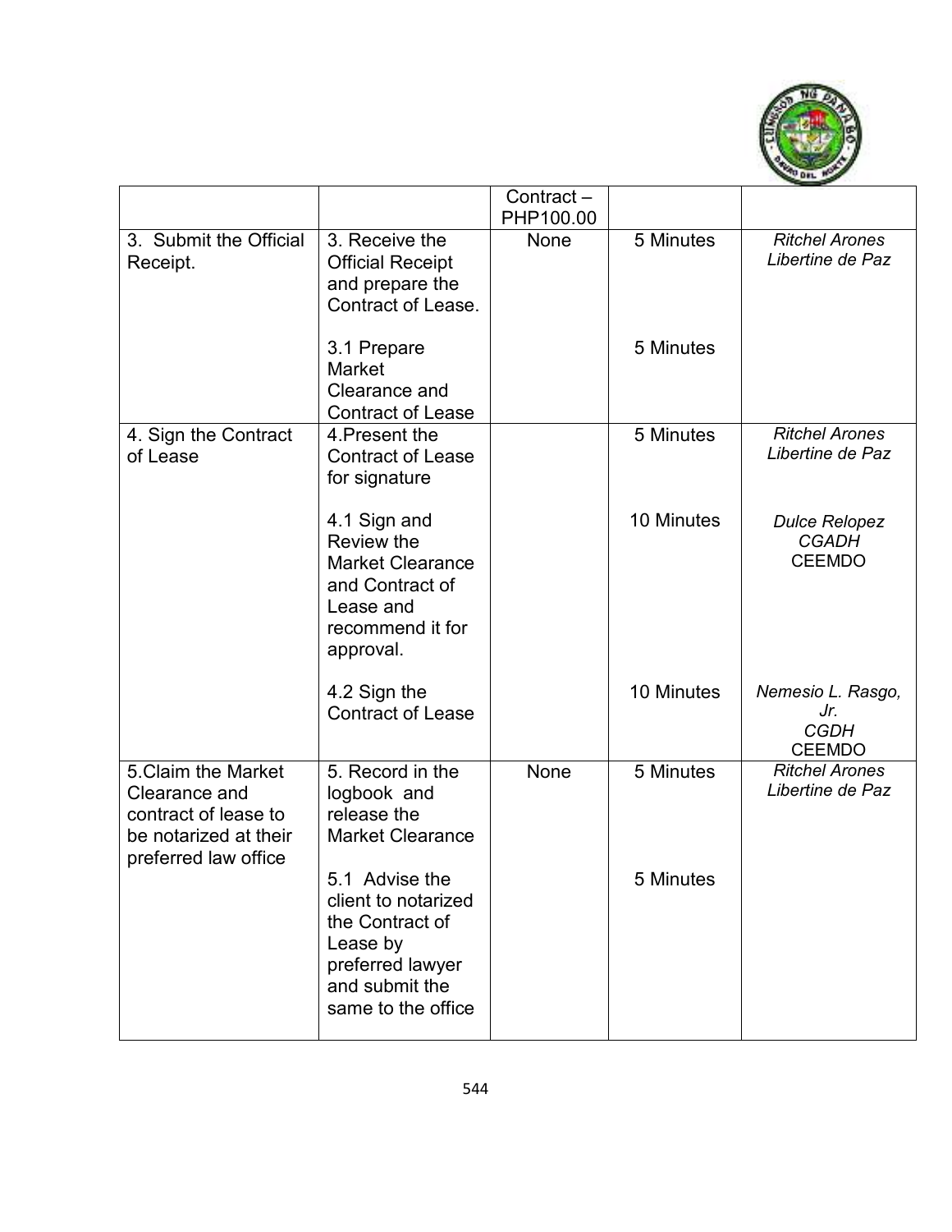| | | | | |
|---|---|---|---|---|
| | | Contract – PHP100.00 | | |
| 3. Submit the Official Receipt. | 3. Receive the Official Receipt and prepare the Contract of Lease.<br><br>3.1 Prepare Market Clearance and Contract of Lease | None | 5 Minutes<br><br>5 Minutes | *Ritchel Arones*<br>*Libertine de Paz* |
| 4. Sign the Contract of Lease | 4.Present the Contract of Lease for signature<br><br>4.1 Sign and Review the Market Clearance and Contract of Lease and recommend it for approval.<br><br>4.2 Sign the Contract of Lease | | 5 Minutes<br><br>10 Minutes<br><br>10 Minutes | *Ritchel Arones*<br>*Libertine de Paz*<br><br>*Dulce Relopez*<br>*CGADH*<br>CEEMDO<br><br>*Nemesio L. Rasgo, Jr.*<br>*CGDH*<br>CEEMDO |
| 5.Claim the Market Clearance and contract of lease to be notarized at their preferred law office | 5. Record in the logbook and release the Market Clearance<br><br>5.1 Advise the client to notarized the Contract of Lease by preferred lawyer and submit the same to the office | None | 5 Minutes<br><br>5 Minutes | *Ritchel Arones*<br>*Libertine de Paz* |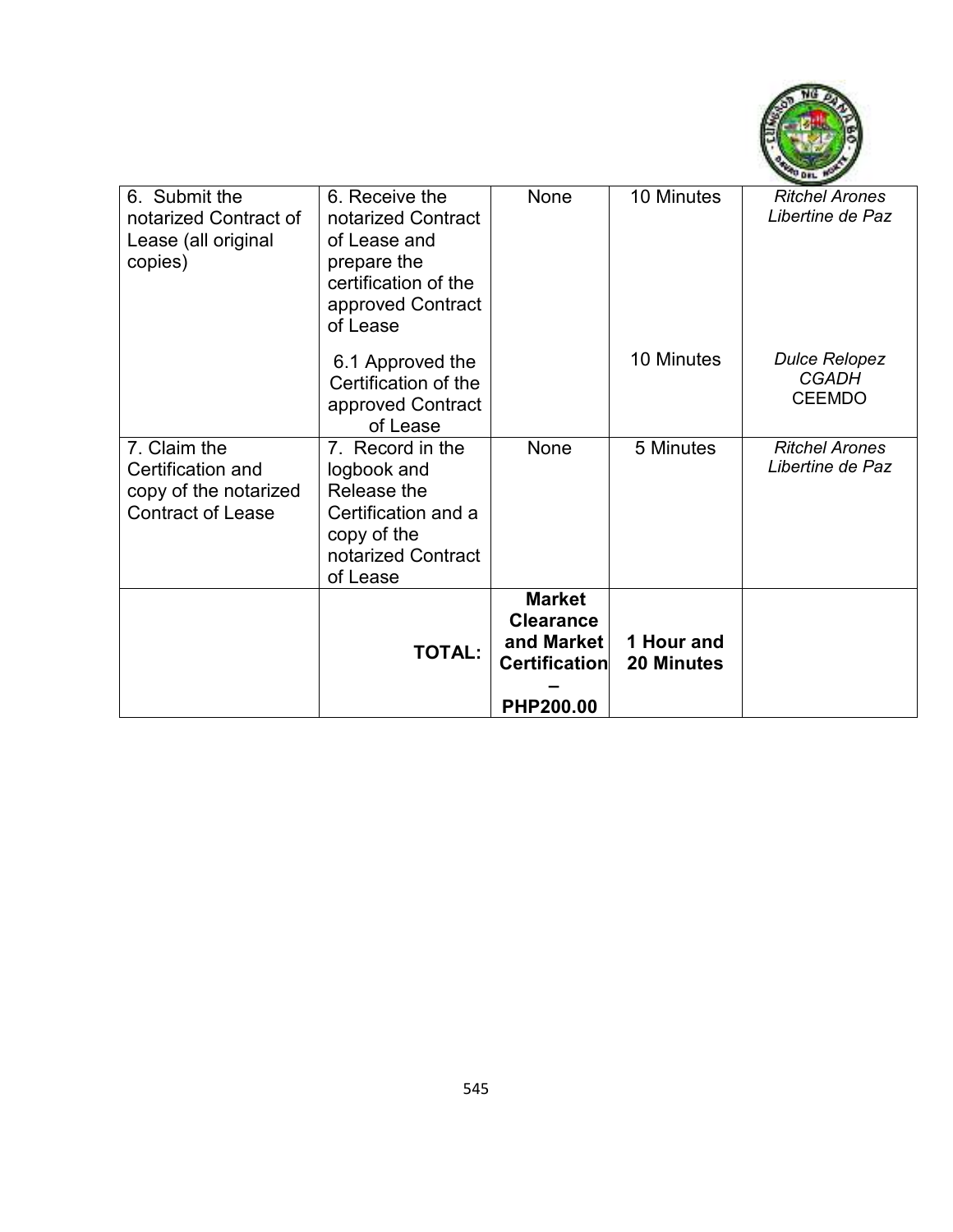| | | | | |
|---|---|---|---|---|
| 6. Submit the notarized Contract of Lease (all original copies) | 6. Receive the notarized Contract of Lease and prepare the certification of the approved Contract of Lease | None | 10 Minutes | *Ritchel Arones* *Libertine de Paz* |
| | 6.1 Approved the Certification of the approved Contract of Lease | | 10 Minutes | *Dulce Relopez* *CGADH* CEEMDO |
| 7. Claim the Certification and copy of the notarized Contract of Lease | 7. Record in the logbook and Release the Certification and a copy of the notarized Contract of Lease | None | 5 Minutes | *Ritchel Arones* *Libertine de Paz* |
| | **TOTAL:** | **Market Clearance and Market Certification – PHP200.00** | **1 Hour and 20 Minutes** | |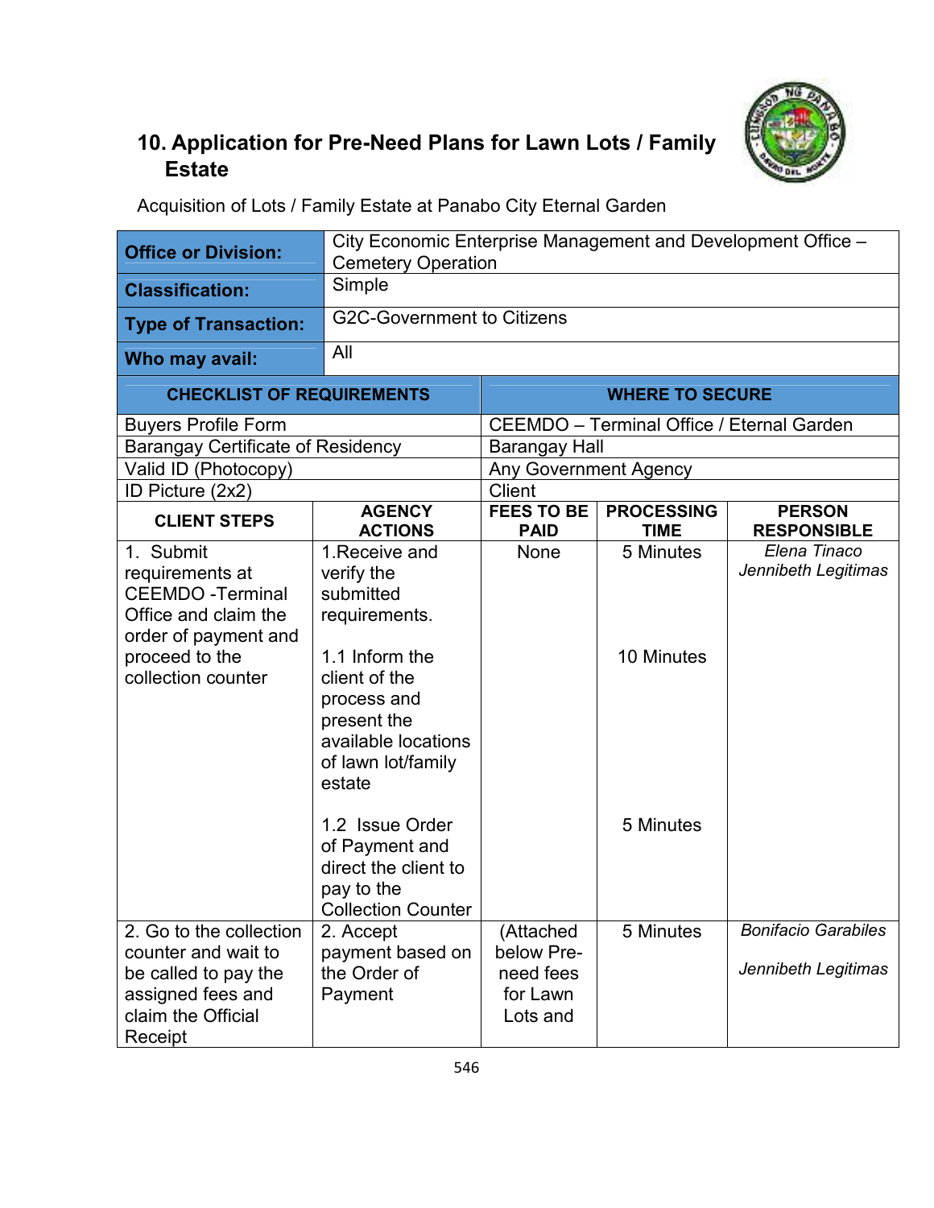## 10. Application for Pre-Need Plans for Lawn Lots / Family Estate

Acquisition of Lots / Family Estate at Panabo City Eternal Garden

| **Office or Division:** | City Economic Enterprise Management and Development Office – Cemetery Operation |
|---|---|
| **Classification:** | Simple |
| **Type of Transaction:** | G2C-Government to Citizens |
| **Who may avail:** | All |

| **CHECKLIST OF REQUIREMENTS** | **WHERE TO SECURE** |
|---|---|
| Buyers Profile Form | CEEMDO – Terminal Office / Eternal Garden |
| Barangay Certificate of Residency | Barangay Hall |
| Valid ID (Photocopy) | Any Government Agency |
| ID Picture (2x2) | Client |

| **CLIENT STEPS** | **AGENCY ACTIONS** | **FEES TO BE PAID** | **PROCESSING TIME** | **PERSON RESPONSIBLE** |
|---|---|---|---|---|
| 1. Submit requirements at CEEMDO -Terminal Office and claim the order of payment and proceed to the collection counter | 1.Receive and verify the submitted requirements. | None | 5 Minutes | *Elena Tinaco* *Jennibeth Legitimas* |
| | 1.1 Inform the client of the process and present the available locations of lawn lot/family estate | | 10 Minutes | |
| | 1.2 Issue Order of Payment and direct the client to pay to the Collection Counter | | 5 Minutes | |
| 2. Go to the collection counter and wait to be called to pay the assigned fees and claim the Official Receipt | 2. Accept payment based on the Order of Payment | (Attached below Pre-need fees for Lawn Lots and | 5 Minutes | *Bonifacio Garabiles* *Jennibeth Legitimas* |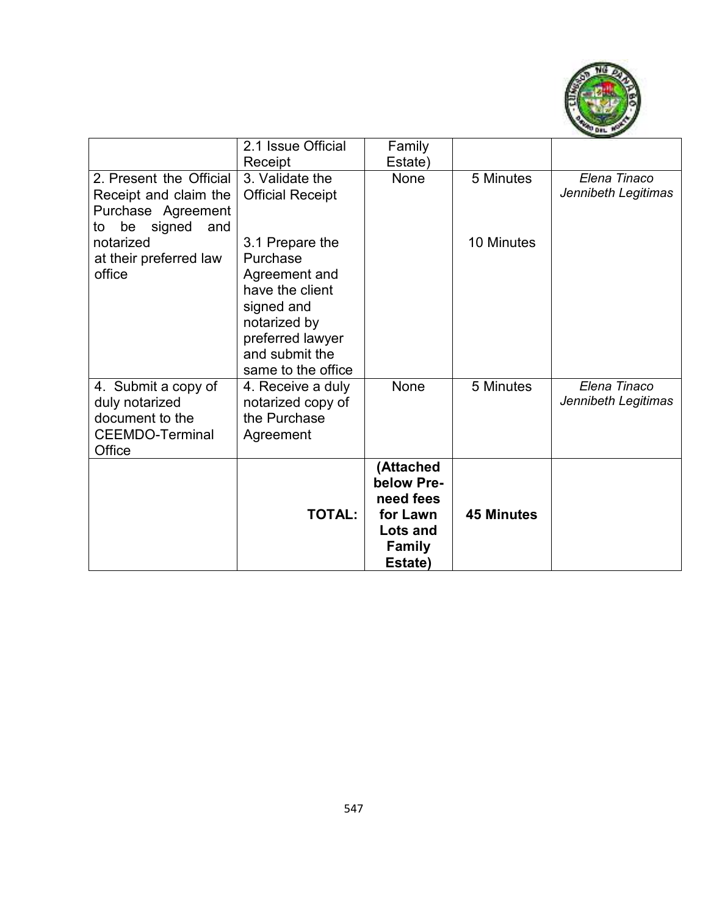| | | | | |
|---|---|---|---|---|
| | 2.1 Issue Official Receipt | Family Estate) | | |
| 2. Present the Official Receipt and claim the Purchase Agreement to be signed and notarized at their preferred law office | 3. Validate the Official Receipt<br><br>3.1 Prepare the Purchase Agreement and have the client signed and notarized by preferred lawyer and submit the same to the office | None | 5 Minutes<br><br>10 Minutes | *Elena Tinaco*<br>*Jennibeth Legitimas* |
| 4. Submit a copy of duly notarized document to the CEEMDO-Terminal Office | 4. Receive a duly notarized copy of the Purchase Agreement | None | 5 Minutes | *Elena Tinaco*<br>*Jennibeth Legitimas* |
| | **TOTAL:** | **(Attached below Pre-need fees for Lawn Lots and Family Estate)** | **45 Minutes** | |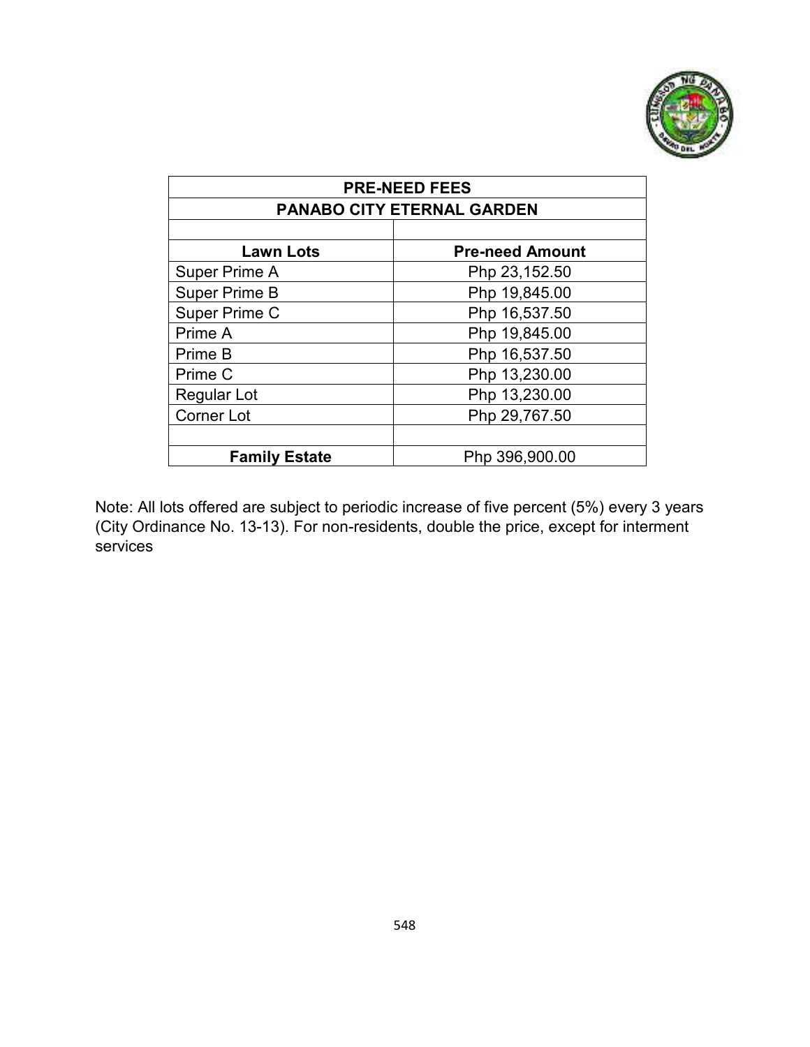| PRE-NEED FEES | |
|---|---|
| **PANABO CITY ETERNAL GARDEN** | |
| | |
| **Lawn Lots** | **Pre-need Amount** |
| Super Prime A | Php 23,152.50 |
| Super Prime B | Php 19,845.00 |
| Super Prime C | Php 16,537.50 |
| Prime A | Php 19,845.00 |
| Prime B | Php 16,537.50 |
| Prime C | Php 13,230.00 |
| Regular Lot | Php 13,230.00 |
| Corner Lot | Php 29,767.50 |
| | |
| **Family Estate** | Php 396,900.00 |

Note: All lots offered are subject to periodic increase of five percent (5%) every 3 years (City Ordinance No. 13-13). For non-residents, double the price, except for interment services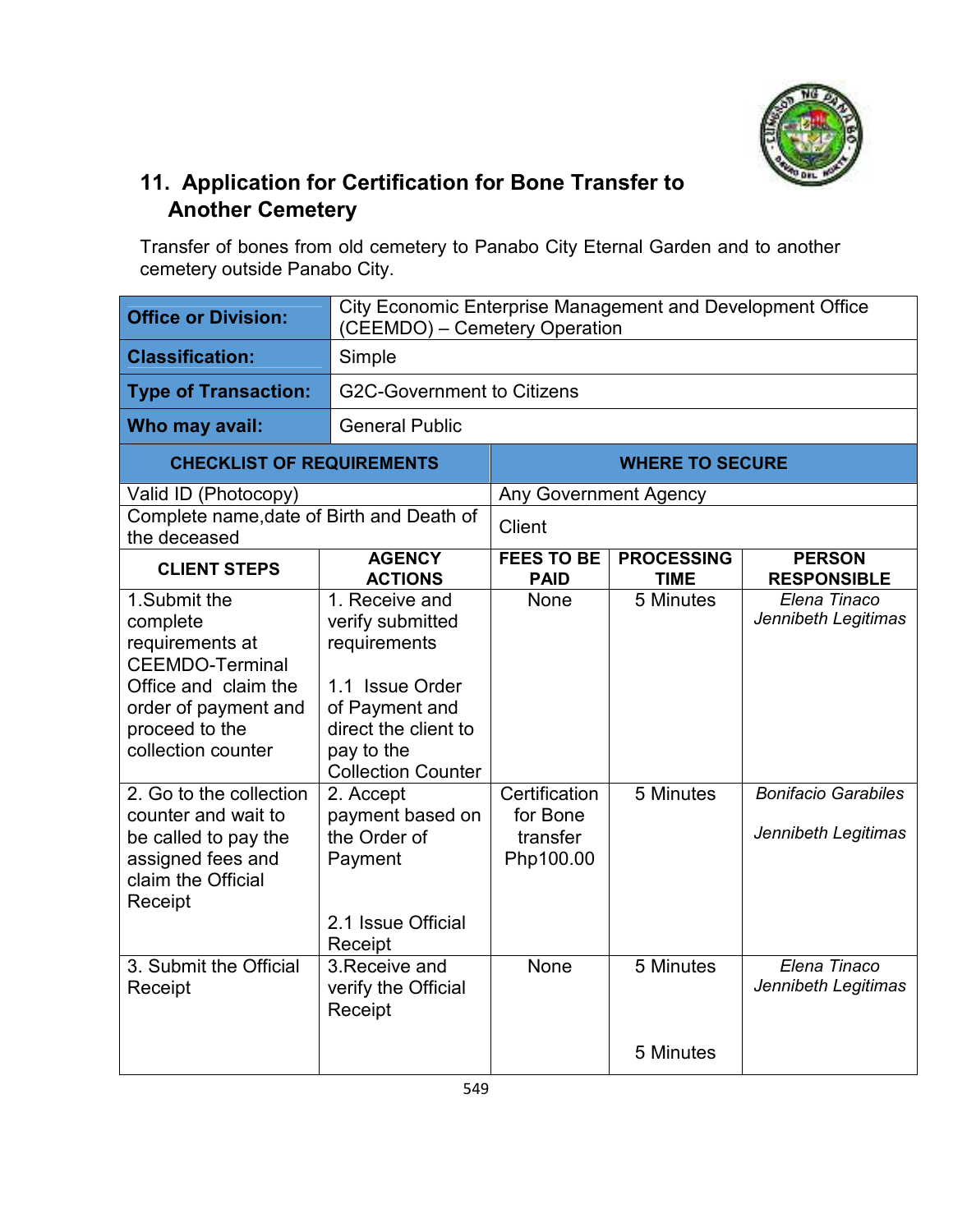## 11. Application for Certification for Bone Transfer to Another Cemetery

Transfer of bones from old cemetery to Panabo City Eternal Garden and to another cemetery outside Panabo City.

| Office or Division: | City Economic Enterprise Management and Development Office (CEEMDO) – Cemetery Operation |
|---|---|
| Classification: | Simple |
| Type of Transaction: | G2C-Government to Citizens |
| Who may avail: | General Public |

| CHECKLIST OF REQUIREMENTS | WHERE TO SECURE |
|---|---|
| Valid ID (Photocopy) | Any Government Agency |
| Complete name,date of Birth and Death of the deceased | Client |

| CLIENT STEPS | AGENCY ACTIONS | FEES TO BE PAID | PROCESSING TIME | PERSON RESPONSIBLE |
|---|---|---|---|---|
| 1.Submit the complete requirements at CEEMDO-Terminal Office and claim the order of payment and proceed to the collection counter | 1. Receive and verify submitted requirements<br><br>1.1 Issue Order of Payment and direct the client to pay to the Collection Counter | None | 5 Minutes | *Elena Tinaco*<br>*Jennibeth Legitimas* |
| 2. Go to the collection counter and wait to be called to pay the assigned fees and claim the Official Receipt | 2. Accept payment based on the Order of Payment<br><br>2.1 Issue Official Receipt | Certification for Bone transfer Php100.00 | 5 Minutes | *Bonifacio Garabiles*<br><br>*Jennibeth Legitimas* |
| 3. Submit the Official Receipt | 3.Receive and verify the Official Receipt | None | 5 Minutes<br><br>5 Minutes | *Elena Tinaco*<br>*Jennibeth Legitimas* |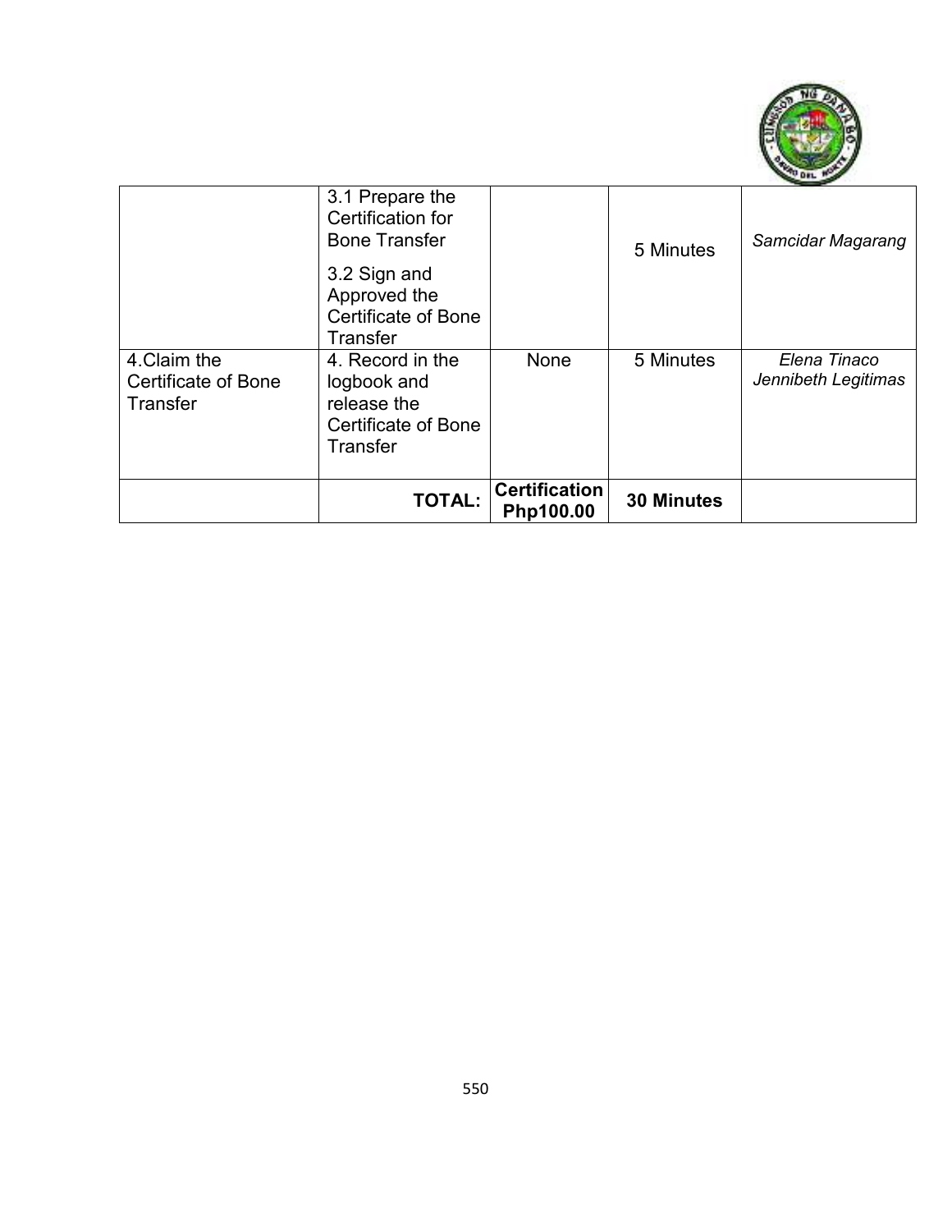| | | | | |
|---|---|---|---|---|
| | 3.1 Prepare the Certification for Bone Transfer<br>3.2 Sign and Approved the Certificate of Bone Transfer | | 5 Minutes | *Samcidar Magarang* |
| 4.Claim the Certificate of Bone Transfer | 4. Record in the logbook and release the Certificate of Bone Transfer | None | 5 Minutes | *Elena Tinaco*<br>*Jennibeth Legitimas* |
| | **TOTAL:** | **Certification Php100.00** | **30 Minutes** | |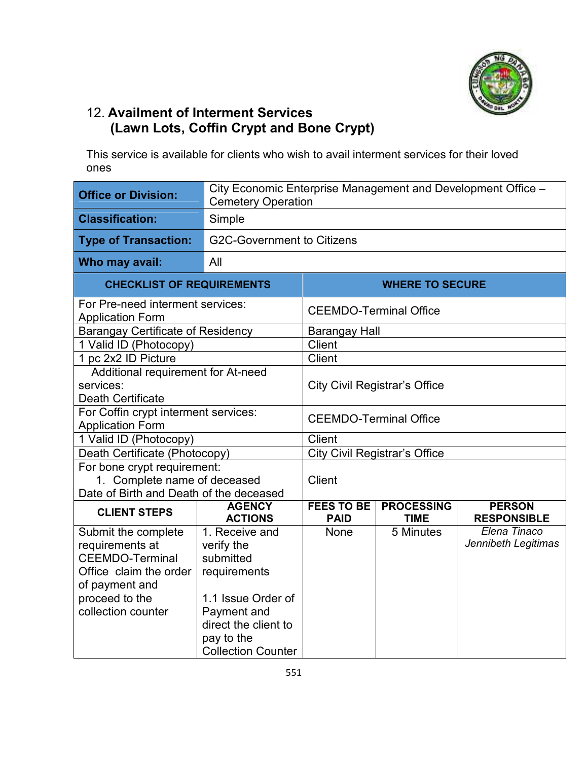## 12. **Availment of Interment Services (Lawn Lots, Coffin Crypt and Bone Crypt)**

This service is available for clients who wish to avail interment services for their loved ones

| **Office or Division:** | City Economic Enterprise Management and Development Office – Cemetery Operation |
|---|---|
| **Classification:** | Simple |
| **Type of Transaction:** | G2C-Government to Citizens |
| **Who may avail:** | All |

| **CHECKLIST OF REQUIREMENTS** | **WHERE TO SECURE** |
|---|---|
| For Pre-need interment services: Application Form | CEEMDO-Terminal Office |
| Barangay Certificate of Residency | Barangay Hall |
| 1 Valid ID (Photocopy) | Client |
| 1 pc 2x2 ID Picture | Client |
| Additional requirement for At-need services: Death Certificate | City Civil Registrar's Office |
| For Coffin crypt interment services: Application Form | CEEMDO-Terminal Office |
| 1 Valid ID (Photocopy) | Client |
| Death Certificate (Photocopy) | City Civil Registrar's Office |
| For bone crypt requirement: 1. Complete name of deceased Date of Birth and Death of the deceased | Client |

| **CLIENT STEPS** | **AGENCY ACTIONS** | **FEES TO BE PAID** | **PROCESSING TIME** | **PERSON RESPONSIBLE** |
|---|---|---|---|---|
| Submit the complete requirements at CEEMDO-Terminal Office claim the order of payment and proceed to the collection counter | 1. Receive and verify the submitted requirements<br><br>1.1 Issue Order of Payment and direct the client to pay to the Collection Counter | None | 5 Minutes | *Elena Tinaco*<br>*Jennibeth Legitimas* |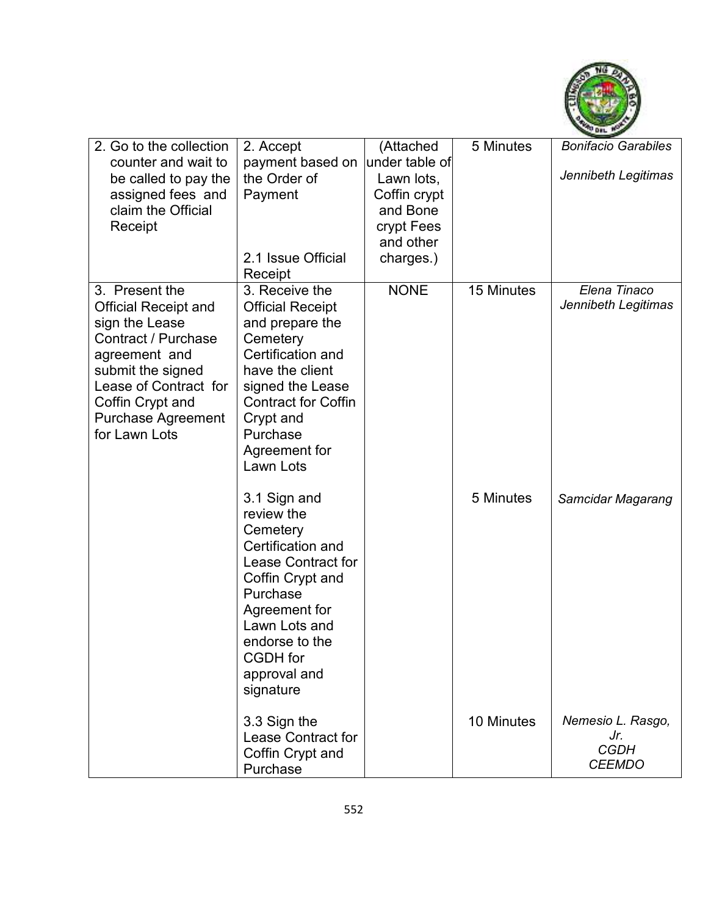| | | | | |
|---|---|---|---|---|
| 2. Go to the collection counter and wait to be called to pay the assigned fees and claim the Official Receipt | 2. Accept payment based on the Order of Payment<br><br>2.1 Issue Official Receipt | (Attached under table of Lawn lots, Coffin crypt and Bone crypt Fees and other charges.) | 5 Minutes | *Bonifacio Garabiles*<br><br>*Jennibeth Legitimas* |
| 3. Present the Official Receipt and sign the Lease Contract / Purchase agreement and submit the signed Lease of Contract for Coffin Crypt and Purchase Agreement for Lawn Lots | 3. Receive the Official Receipt and prepare the Cemetery Certification and have the client signed the Lease Contract for Coffin Crypt and Purchase Agreement for Lawn Lots | NONE | 15 Minutes | *Elena Tinaco*<br>*Jennibeth Legitimas* |
| | 3.1 Sign and review the Cemetery Certification and Lease Contract for Coffin Crypt and Purchase Agreement for Lawn Lots and endorse to the CGDH for approval and signature | | 5 Minutes | *Samcidar Magarang* |
| | 3.3 Sign the Lease Contract for Coffin Crypt and Purchase | | 10 Minutes | *Nemesio L. Rasgo, Jr.*<br>*CGDH*<br>*CEEMDO* |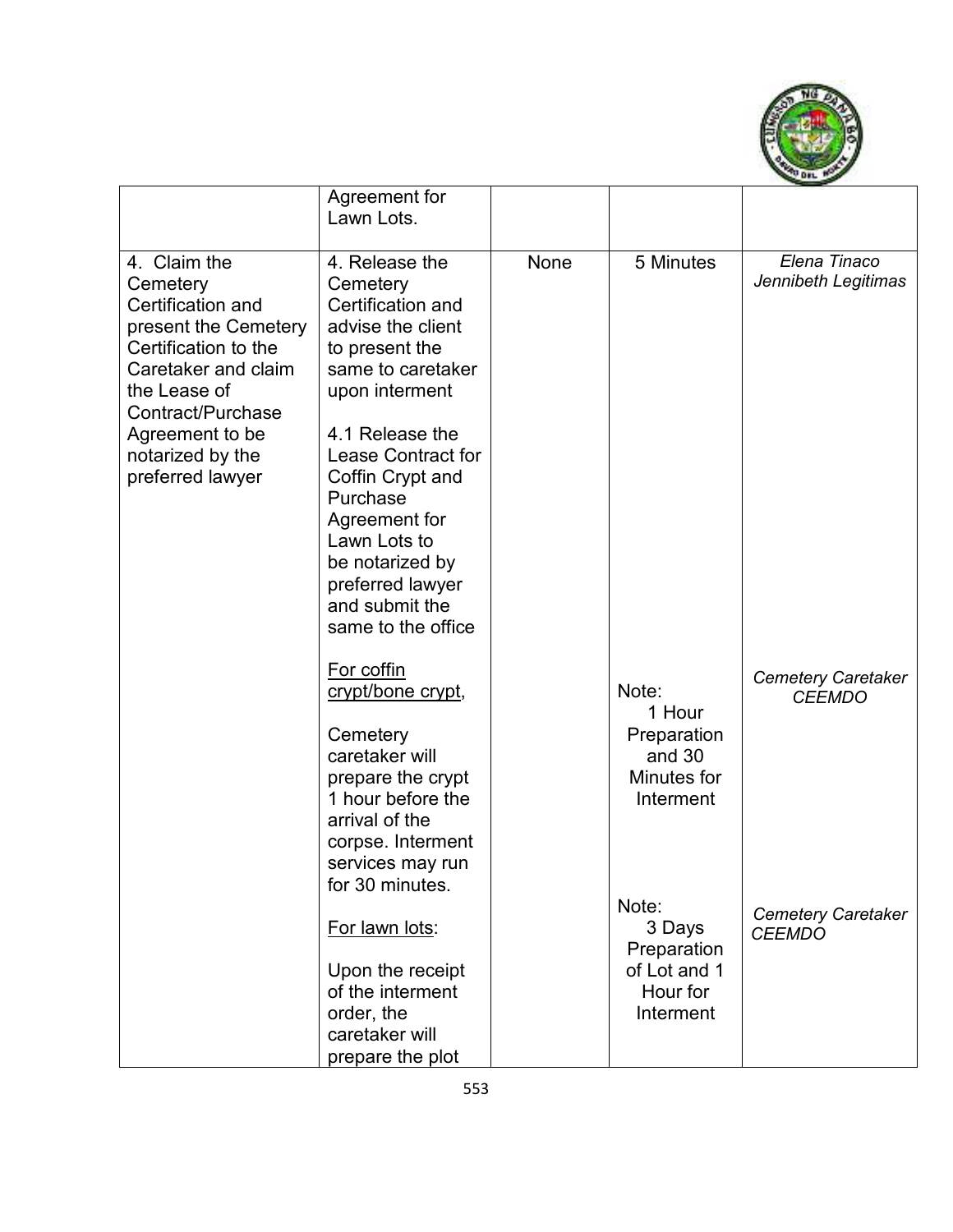| | | | | |
|---|---|---|---|---|
| | Agreement for Lawn Lots. | | | |
| 4. Claim the Cemetery Certification and present the Cemetery Certification to the Caretaker and claim the Lease of Contract/Purchase Agreement to be notarized by the preferred lawyer | 4. Release the Cemetery Certification and advise the client to present the same to caretaker upon interment<br><br>4.1 Release the Lease Contract for Coffin Crypt and Purchase Agreement for Lawn Lots to be notarized by preferred lawyer and submit the same to the office<br><br><u>For coffin crypt/bone crypt</u>,<br><br>Cemetery caretaker will prepare the crypt 1 hour before the arrival of the corpse. Interment services may run for 30 minutes.<br><br><u>For lawn lots</u>:<br><br>Upon the receipt of the interment order, the caretaker will prepare the plot | None | 5 Minutes<br><br>Note: 1 Hour Preparation and 30 Minutes for Interment<br><br>Note: 3 Days Preparation of Lot and 1 Hour for Interment | *Elena Tinaco*<br>*Jennibeth Legitimas*<br><br>*Cemetery Caretaker CEEMDO*<br><br>*Cemetery Caretaker CEEMDO* |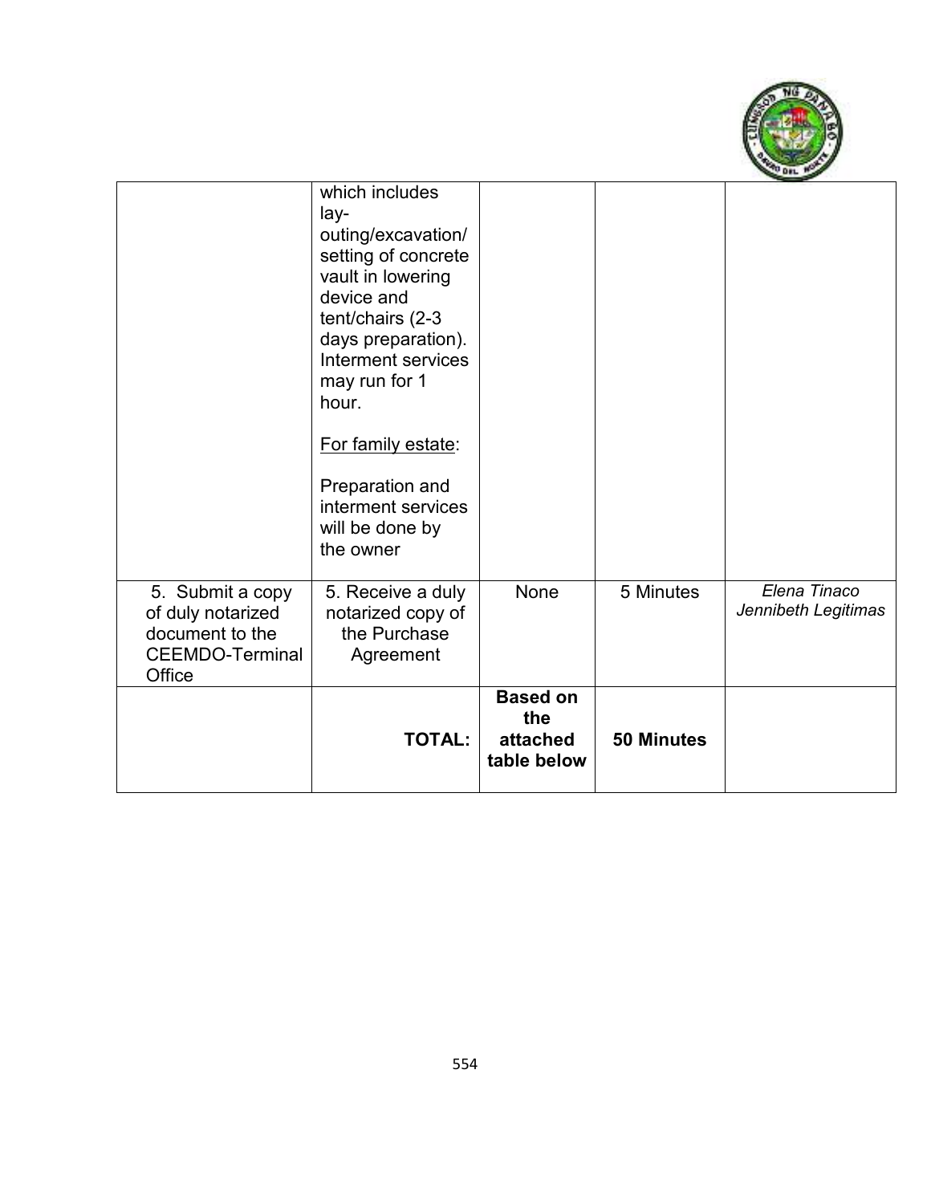| | | | | |
|---|---|---|---|---|
| | which includes lay-outing/excavation/ setting of concrete vault in lowering device and tent/chairs (2-3 days preparation). Interment services may run for 1 hour.<br><br><u>For family estate</u>:<br><br>Preparation and interment services will be done by the owner | | | |
| 5. Submit a copy of duly notarized document to the CEEMDO-Terminal Office | 5. Receive a duly notarized copy of the Purchase Agreement | None | 5 Minutes | *Elena Tinaco Jennibeth Legitimas* |
| | **TOTAL:** | **Based on the attached table below** | **50 Minutes** | |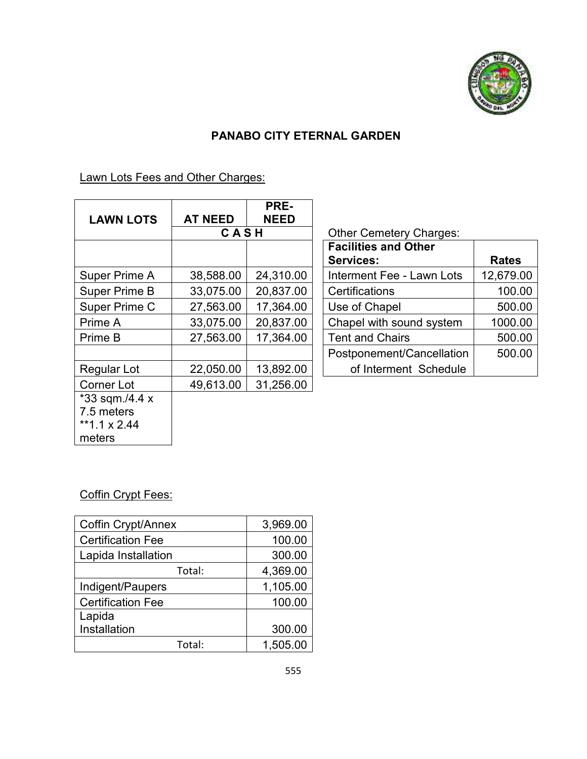## PANABO CITY ETERNAL GARDEN

Lawn Lots Fees and Other Charges:

| LAWN LOTS | AT NEED | PRE-NEED |
|---|---|---|
| | C A S H | |
| | | |
| Super Prime A | 38,588.00 | 24,310.00 |
| Super Prime B | 33,075.00 | 20,837.00 |
| Super Prime C | 27,563.00 | 17,364.00 |
| Prime A | 33,075.00 | 20,837.00 |
| Prime B | 27,563.00 | 17,364.00 |
| | | |
| Regular Lot | 22,050.00 | 13,892.00 |
| Corner Lot | 49,613.00 | 31,256.00 |
| *33 sqm./4.4 x 7.5 meters **1.1 x 2.44 meters | | |

Other Cemetery Charges:

| Facilities and Other Services: | Rates |
|---|---|
| Interment Fee - Lawn Lots | 12,679.00 |
| Certifications | 100.00 |
| Use of Chapel | 500.00 |
| Chapel with sound system | 1000.00 |
| Tent and Chairs | 500.00 |
| Postponement/Cancellation of Interment Schedule | 500.00 |

Coffin Crypt Fees:

| Coffin Crypt/Annex | 3,969.00 |
|---|---|
| Certification Fee | 100.00 |
| Lapida Installation | 300.00 |
| Total: | 4,369.00 |
| Indigent/Paupers | 1,105.00 |
| Certification Fee | 100.00 |
| Lapida Installation | 300.00 |
| Total: | 1,505.00 |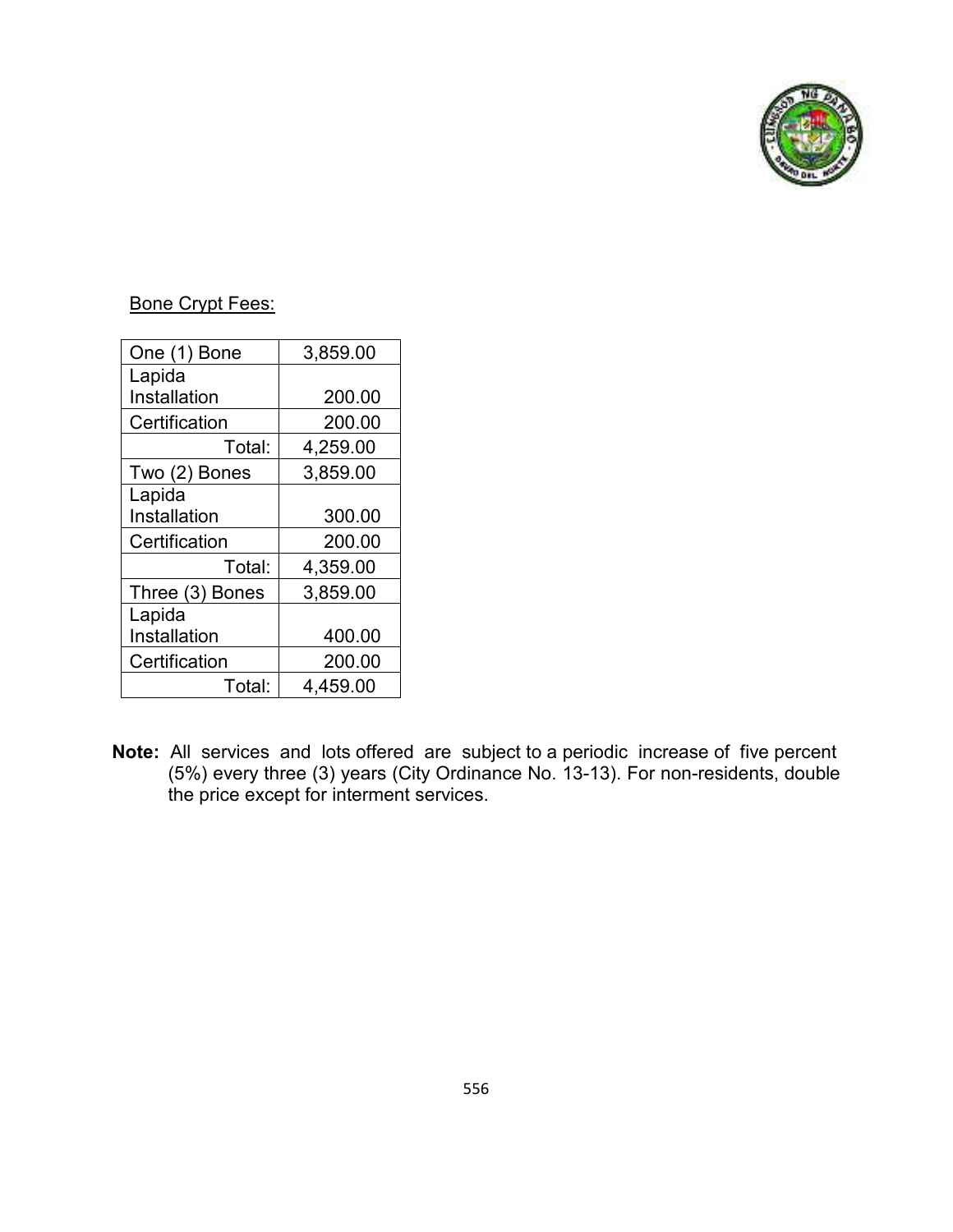Bone Crypt Fees:

| | |
|---|---|
| One (1) Bone | 3,859.00 |
| Lapida Installation | 200.00 |
| Certification | 200.00 |
| Total: | 4,259.00 |
| Two (2) Bones | 3,859.00 |
| Lapida Installation | 300.00 |
| Certification | 200.00 |
| Total: | 4,359.00 |
| Three (3) Bones | 3,859.00 |
| Lapida Installation | 400.00 |
| Certification | 200.00 |
| Total: | 4,459.00 |

**Note:** All services and lots offered are subject to a periodic increase of five percent (5%) every three (3) years (City Ordinance No. 13-13). For non-residents, double the price except for interment services.